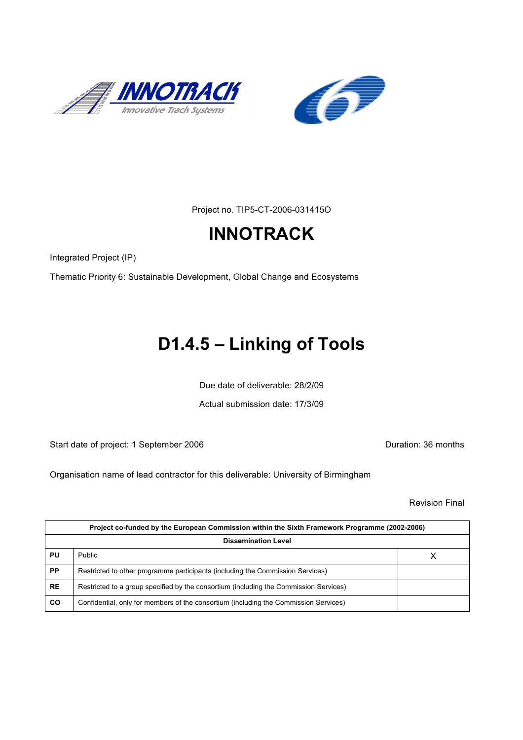Project no. TIP5-CT-2006-031415O

# INNOTRACK

Integrated Project (IP)

Thematic Priority 6: Sustainable Development, Global Change and Ecosystems

# D1.4.5 – Linking of Tools

Due date of deliverable: 28/2/09

Actual submission date: 17/3/09

Start date of project: 1 September 2006 Duration: 36 months

Organisation name of lead contractor for this deliverable: University of Birmingham

Revision Final

| Project co-funded by the European Commission within the Sixth Framework Programme (2002-2006) | | |
|---|---|---|
| **Dissemination Level** | | |
| **PU** | Public | X |
| **PP** | Restricted to other programme participants (including the Commission Services) | |
| **RE** | Restricted to a group specified by the consortium (including the Commission Services) | |
| **CO** | Confidential, only for members of the consortium (including the Commission Services) | |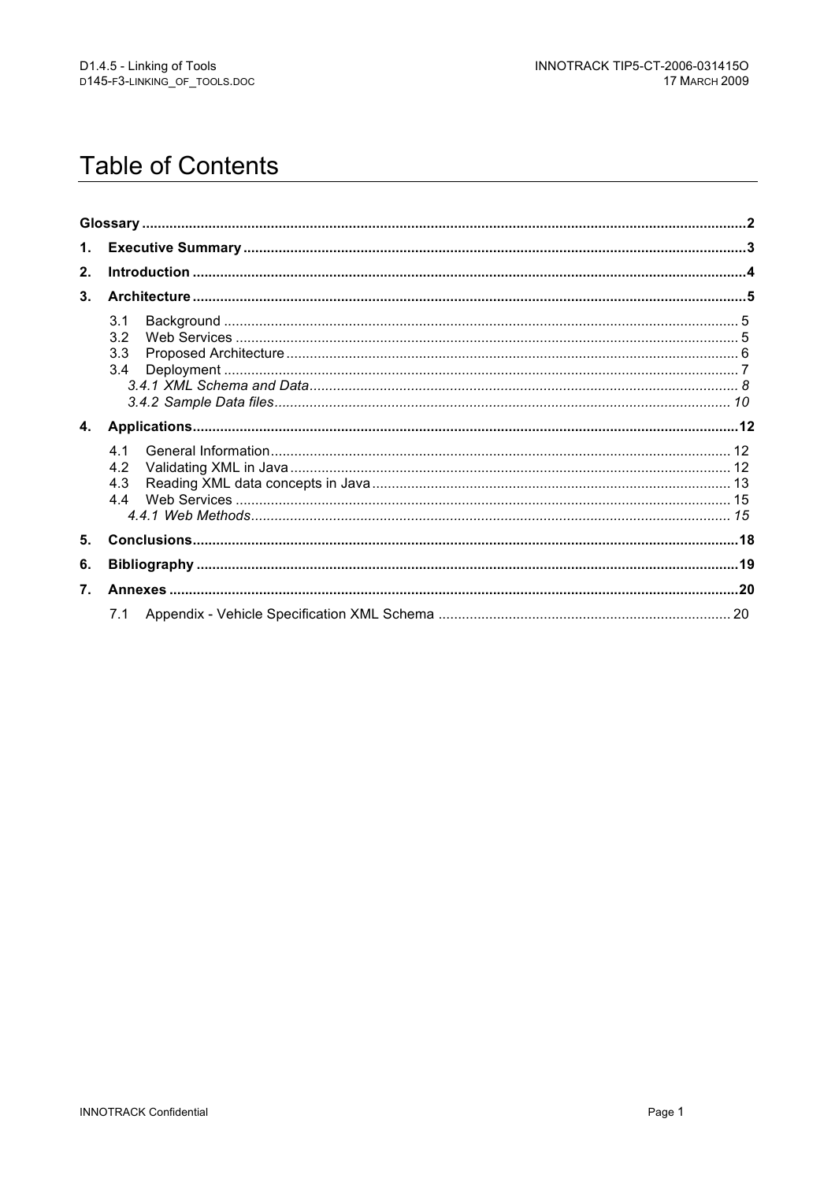# Table of Contents

| | | |
|---|---|---|
| **Glossary** | | **2** |
| **1.** | **Executive Summary** | **3** |
| **2.** | **Introduction** | **4** |
| **3.** | **Architecture** | **5** |
| | 3.1 Background | 5 |
| | 3.2 Web Services | 5 |
| | 3.3 Proposed Architecture | 6 |
| | 3.4 Deployment | 7 |
| | *3.4.1 XML Schema and Data* | *8* |
| | *3.4.2 Sample Data files* | *10* |
| **4.** | **Applications** | **12** |
| | 4.1 General Information | 12 |
| | 4.2 Validating XML in Java | 12 |
| | 4.3 Reading XML data concepts in Java | 13 |
| | 4.4 Web Services | 15 |
| | *4.4.1 Web Methods* | *15* |
| **5.** | **Conclusions** | **18** |
| **6.** | **Bibliography** | **19** |
| **7.** | **Annexes** | **20** |
| | 7.1 Appendix - Vehicle Specification XML Schema | 20 |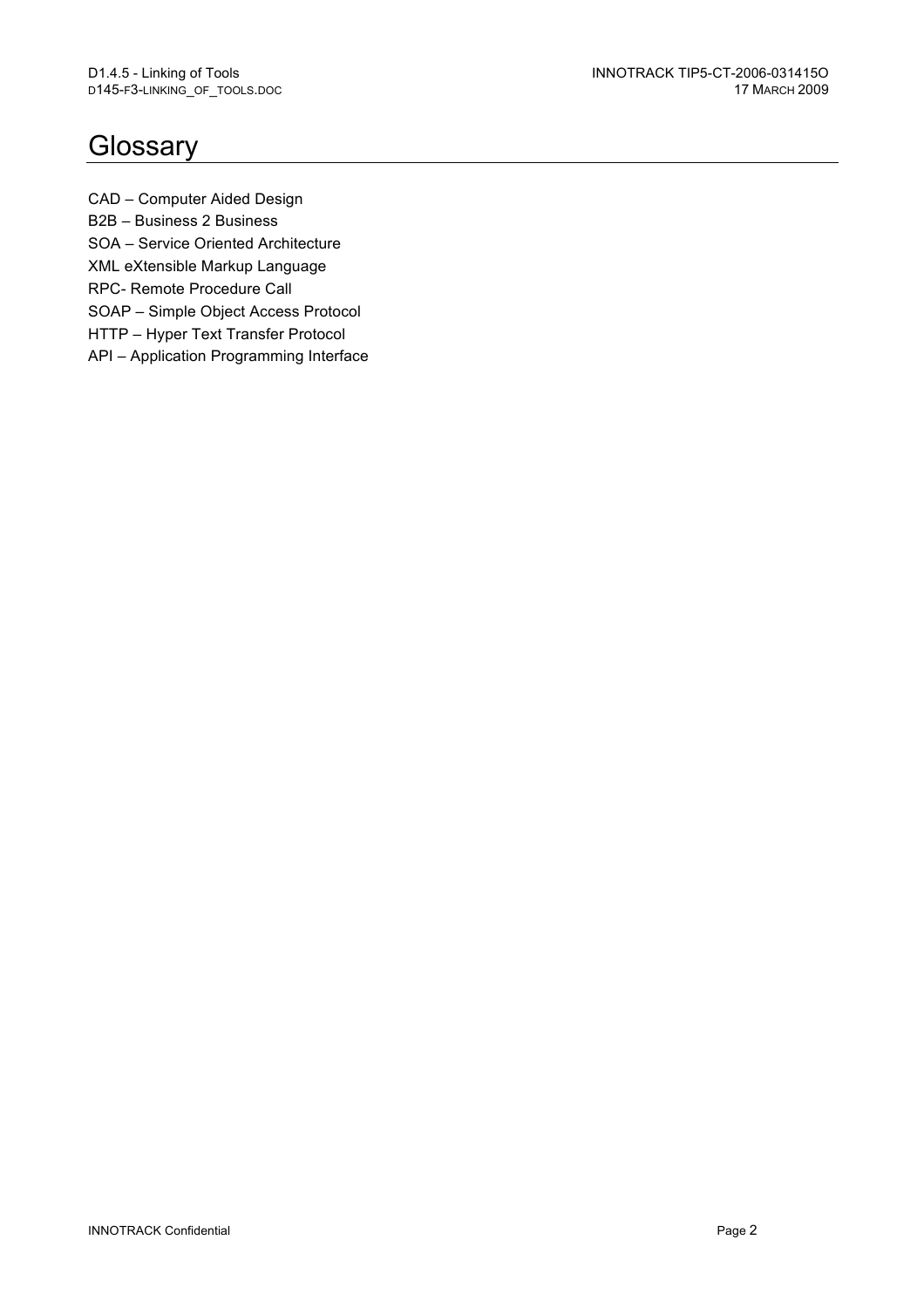# Glossary

CAD – Computer Aided Design

B2B – Business 2 Business

SOA – Service Oriented Architecture

XML eXtensible Markup Language

RPC- Remote Procedure Call

SOAP – Simple Object Access Protocol

HTTP – Hyper Text Transfer Protocol

API – Application Programming Interface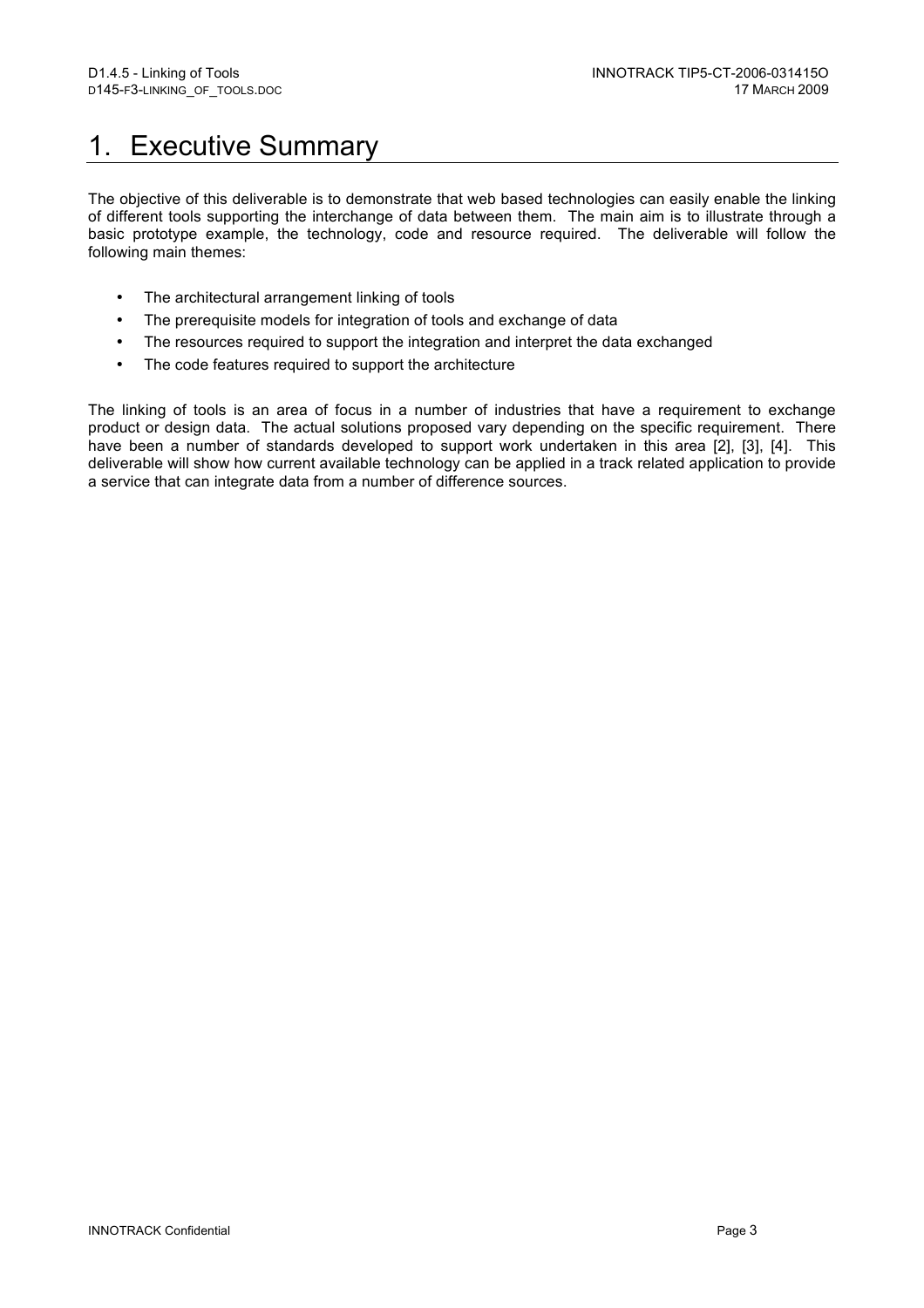# 1. Executive Summary

The objective of this deliverable is to demonstrate that web based technologies can easily enable the linking of different tools supporting the interchange of data between them. The main aim is to illustrate through a basic prototype example, the technology, code and resource required. The deliverable will follow the following main themes:

- The architectural arrangement linking of tools
- The prerequisite models for integration of tools and exchange of data
- The resources required to support the integration and interpret the data exchanged
- The code features required to support the architecture

The linking of tools is an area of focus in a number of industries that have a requirement to exchange product or design data. The actual solutions proposed vary depending on the specific requirement. There have been a number of standards developed to support work undertaken in this area [2], [3], [4]. This deliverable will show how current available technology can be applied in a track related application to provide a service that can integrate data from a number of difference sources.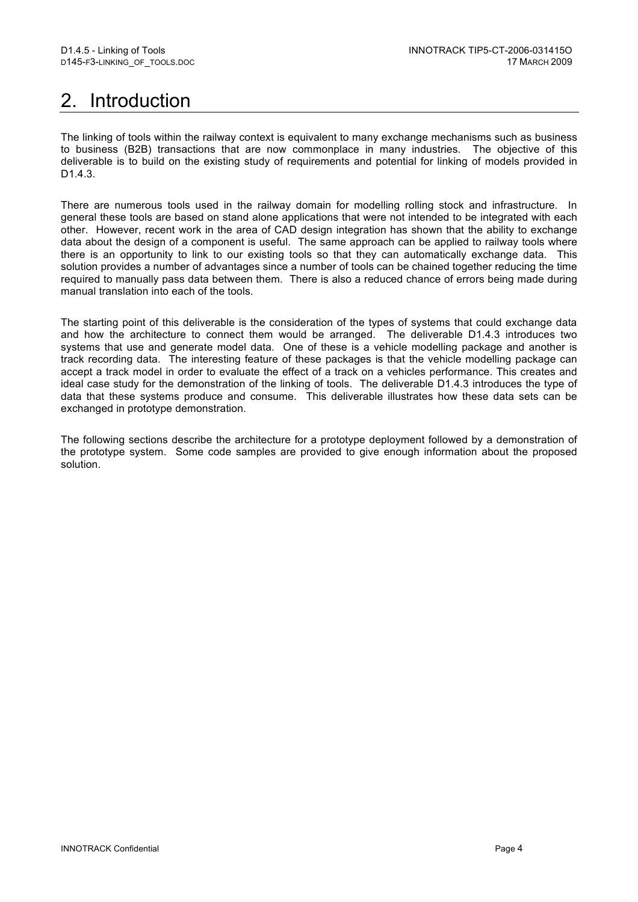# 2. Introduction

The linking of tools within the railway context is equivalent to many exchange mechanisms such as business to business (B2B) transactions that are now commonplace in many industries. The objective of this deliverable is to build on the existing study of requirements and potential for linking of models provided in D1.4.3.

There are numerous tools used in the railway domain for modelling rolling stock and infrastructure. In general these tools are based on stand alone applications that were not intended to be integrated with each other. However, recent work in the area of CAD design integration has shown that the ability to exchange data about the design of a component is useful. The same approach can be applied to railway tools where there is an opportunity to link to our existing tools so that they can automatically exchange data. This solution provides a number of advantages since a number of tools can be chained together reducing the time required to manually pass data between them. There is also a reduced chance of errors being made during manual translation into each of the tools.

The starting point of this deliverable is the consideration of the types of systems that could exchange data and how the architecture to connect them would be arranged. The deliverable D1.4.3 introduces two systems that use and generate model data. One of these is a vehicle modelling package and another is track recording data. The interesting feature of these packages is that the vehicle modelling package can accept a track model in order to evaluate the effect of a track on a vehicles performance. This creates and ideal case study for the demonstration of the linking of tools. The deliverable D1.4.3 introduces the type of data that these systems produce and consume. This deliverable illustrates how these data sets can be exchanged in prototype demonstration.

The following sections describe the architecture for a prototype deployment followed by a demonstration of the prototype system. Some code samples are provided to give enough information about the proposed solution.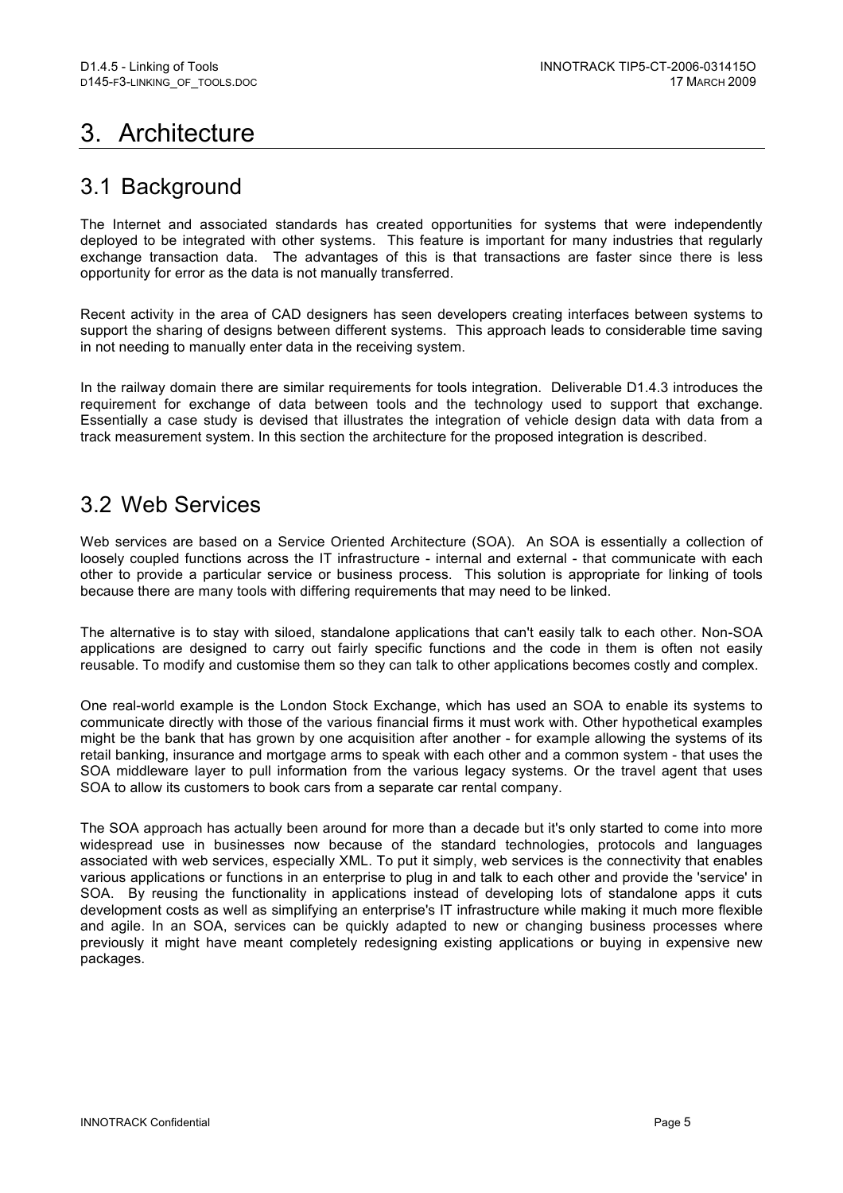# 3. Architecture

## 3.1 Background

The Internet and associated standards has created opportunities for systems that were independently deployed to be integrated with other systems. This feature is important for many industries that regularly exchange transaction data. The advantages of this is that transactions are faster since there is less opportunity for error as the data is not manually transferred.

Recent activity in the area of CAD designers has seen developers creating interfaces between systems to support the sharing of designs between different systems. This approach leads to considerable time saving in not needing to manually enter data in the receiving system.

In the railway domain there are similar requirements for tools integration. Deliverable D1.4.3 introduces the requirement for exchange of data between tools and the technology used to support that exchange. Essentially a case study is devised that illustrates the integration of vehicle design data with data from a track measurement system. In this section the architecture for the proposed integration is described.

## 3.2 Web Services

Web services are based on a Service Oriented Architecture (SOA). An SOA is essentially a collection of loosely coupled functions across the IT infrastructure - internal and external - that communicate with each other to provide a particular service or business process. This solution is appropriate for linking of tools because there are many tools with differing requirements that may need to be linked.

The alternative is to stay with siloed, standalone applications that can't easily talk to each other. Non-SOA applications are designed to carry out fairly specific functions and the code in them is often not easily reusable. To modify and customise them so they can talk to other applications becomes costly and complex.

One real-world example is the London Stock Exchange, which has used an SOA to enable its systems to communicate directly with those of the various financial firms it must work with. Other hypothetical examples might be the bank that has grown by one acquisition after another - for example allowing the systems of its retail banking, insurance and mortgage arms to speak with each other and a common system - that uses the SOA middleware layer to pull information from the various legacy systems. Or the travel agent that uses SOA to allow its customers to book cars from a separate car rental company.

The SOA approach has actually been around for more than a decade but it's only started to come into more widespread use in businesses now because of the standard technologies, protocols and languages associated with web services, especially XML. To put it simply, web services is the connectivity that enables various applications or functions in an enterprise to plug in and talk to each other and provide the 'service' in SOA. By reusing the functionality in applications instead of developing lots of standalone apps it cuts development costs as well as simplifying an enterprise's IT infrastructure while making it much more flexible and agile. In an SOA, services can be quickly adapted to new or changing business processes where previously it might have meant completely redesigning existing applications or buying in expensive new packages.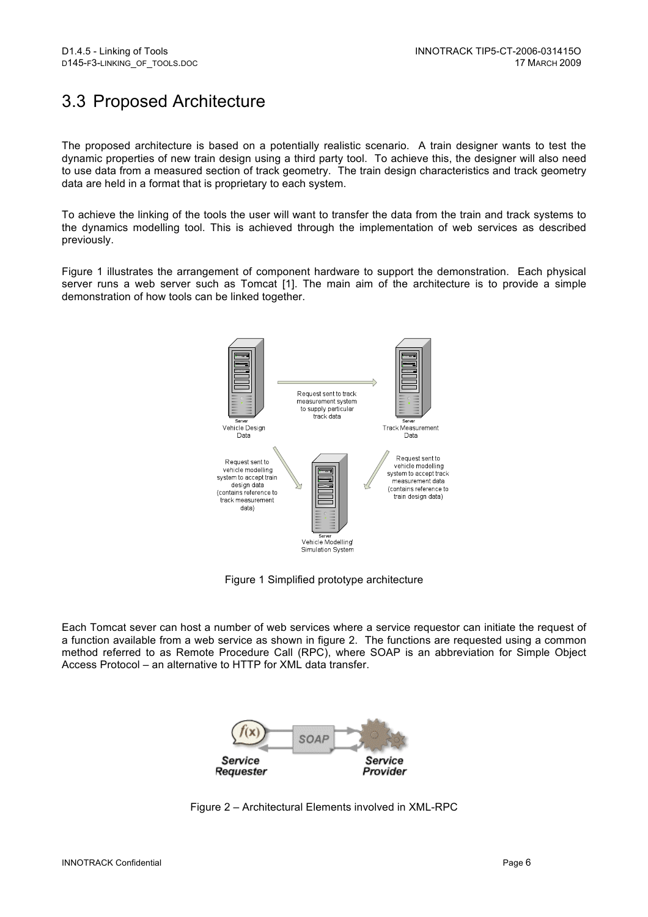# 3.3 Proposed Architecture

The proposed architecture is based on a potentially realistic scenario. A train designer wants to test the dynamic properties of new train design using a third party tool. To achieve this, the designer will also need to use data from a measured section of track geometry. The train design characteristics and track geometry data are held in a format that is proprietary to each system.

To achieve the linking of the tools the user will want to transfer the data from the train and track systems to the dynamics modelling tool. This is achieved through the implementation of web services as described previously.

Figure 1 illustrates the arrangement of component hardware to support the demonstration. Each physical server runs a web server such as Tomcat [1]. The main aim of the architecture is to provide a simple demonstration of how tools can be linked together.

Figure 1 Simplified prototype architecture

Each Tomcat sever can host a number of web services where a service requestor can initiate the request of a function available from a web service as shown in figure 2. The functions are requested using a common method referred to as Remote Procedure Call (RPC), where SOAP is an abbreviation for Simple Object Access Protocol – an alternative to HTTP for XML data transfer.

Figure 2 – Architectural Elements involved in XML-RPC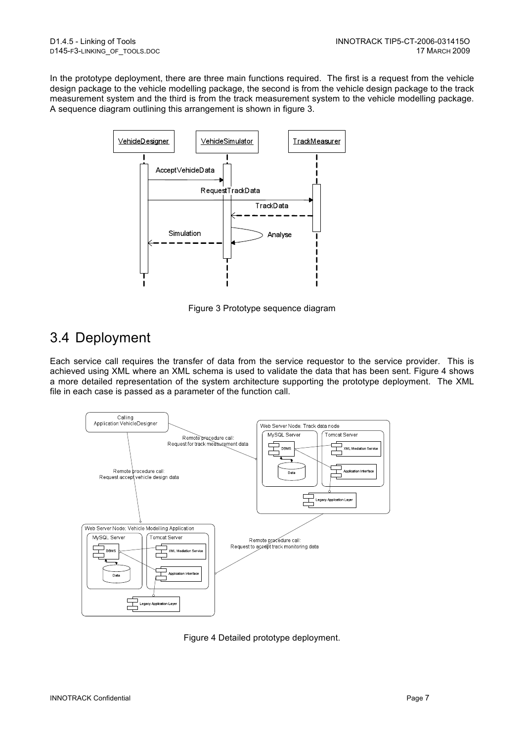In the prototype deployment, there are three main functions required. The first is a request from the vehicle design package to the vehicle modelling package, the second is from the vehicle design package to the track measurement system and the third is from the track measurement system to the vehicle modelling package. A sequence diagram outlining this arrangement is shown in figure 3.

Figure 3 Prototype sequence diagram

## 3.4 Deployment

Each service call requires the transfer of data from the service requestor to the service provider. This is achieved using XML where an XML schema is used to validate the data that has been sent. Figure 4 shows a more detailed representation of the system architecture supporting the prototype deployment. The XML file in each case is passed as a parameter of the function call.

Figure 4 Detailed prototype deployment.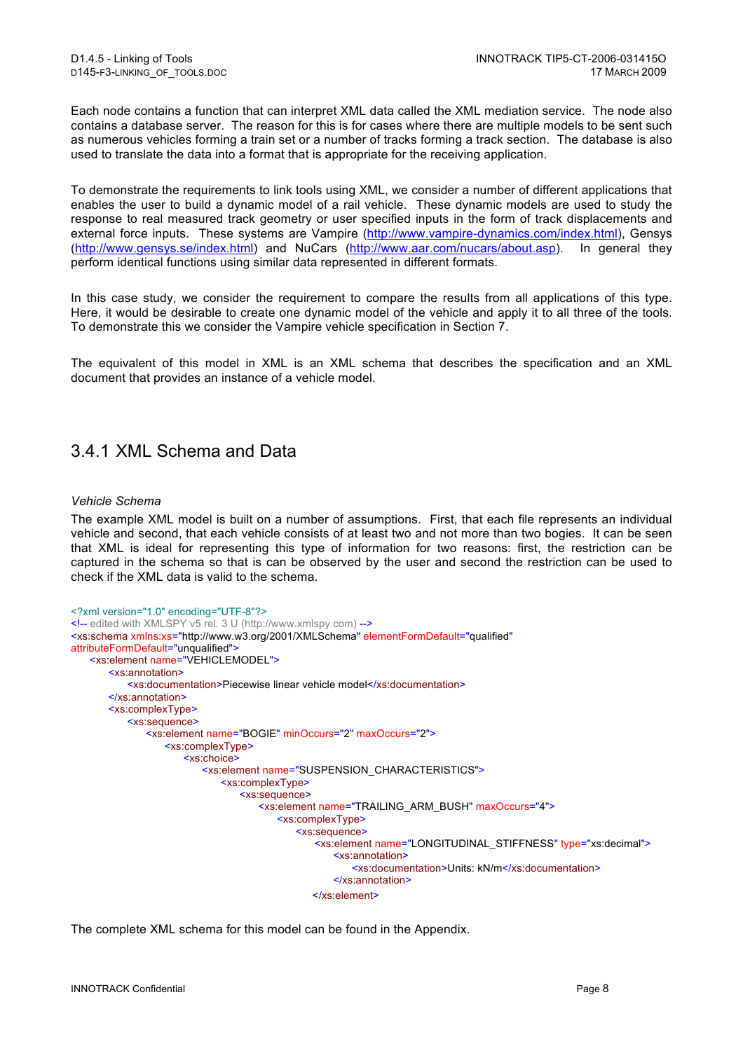Each node contains a function that can interpret XML data called the XML mediation service. The node also contains a database server. The reason for this is for cases where there are multiple models to be sent such as numerous vehicles forming a train set or a number of tracks forming a track section. The database is also used to translate the data into a format that is appropriate for the receiving application.

To demonstrate the requirements to link tools using XML, we consider a number of different applications that enables the user to build a dynamic model of a rail vehicle. These dynamic models are used to study the response to real measured track geometry or user specified inputs in the form of track displacements and external force inputs. These systems are Vampire (http://www.vampire-dynamics.com/index.html), Gensys (http://www.gensys.se/index.html) and NuCars (http://www.aar.com/nucars/about.asp). In general they perform identical functions using similar data represented in different formats.

In this case study, we consider the requirement to compare the results from all applications of this type. Here, it would be desirable to create one dynamic model of the vehicle and apply it to all three of the tools. To demonstrate this we consider the Vampire vehicle specification in Section 7.

The equivalent of this model in XML is an XML schema that describes the specification and an XML document that provides an instance of a vehicle model.

## 3.4.1 XML Schema and Data

*Vehicle Schema*

The example XML model is built on a number of assumptions. First, that each file represents an individual vehicle and second, that each vehicle consists of at least two and not more than two bogies. It can be seen that XML is ideal for representing this type of information for two reasons: first, the restriction can be captured in the schema so that is can be observed by the user and second the restriction can be used to check if the XML data is valid to the schema.

```
<?xml version="1.0" encoding="UTF-8"?>
<!-- edited with XMLSPY v5 rel. 3 U (http://www.xmlspy.com) -->
<xs:schema xmlns:xs="http://www.w3.org/2001/XMLSchema" elementFormDefault="qualified"
attributeFormDefault="unqualified">
    <xs:element name="VEHICLEMODEL">
        <xs:annotation>
            <xs:documentation>Piecewise linear vehicle model</xs:documentation>
        </xs:annotation>
        <xs:complexType>
            <xs:sequence>
                <xs:element name="BOGIE" minOccurs="2" maxOccurs="2">
                    <xs:complexType>
                        <xs:choice>
                            <xs:element name="SUSPENSION_CHARACTERISTICS">
                                <xs:complexType>
                                    <xs:sequence>
                                        <xs:element name="TRAILING_ARM_BUSH" maxOccurs="4">
                                            <xs:complexType>
                                                <xs:sequence>
                                                    <xs:element name="LONGITUDINAL_STIFFNESS" type="xs:decimal">
                                                        <xs:annotation>
                                                            <xs:documentation>Units: kN/m</xs:documentation>
                                                        </xs:annotation>
                                                    </xs:element>
```

The complete XML schema for this model can be found in the Appendix.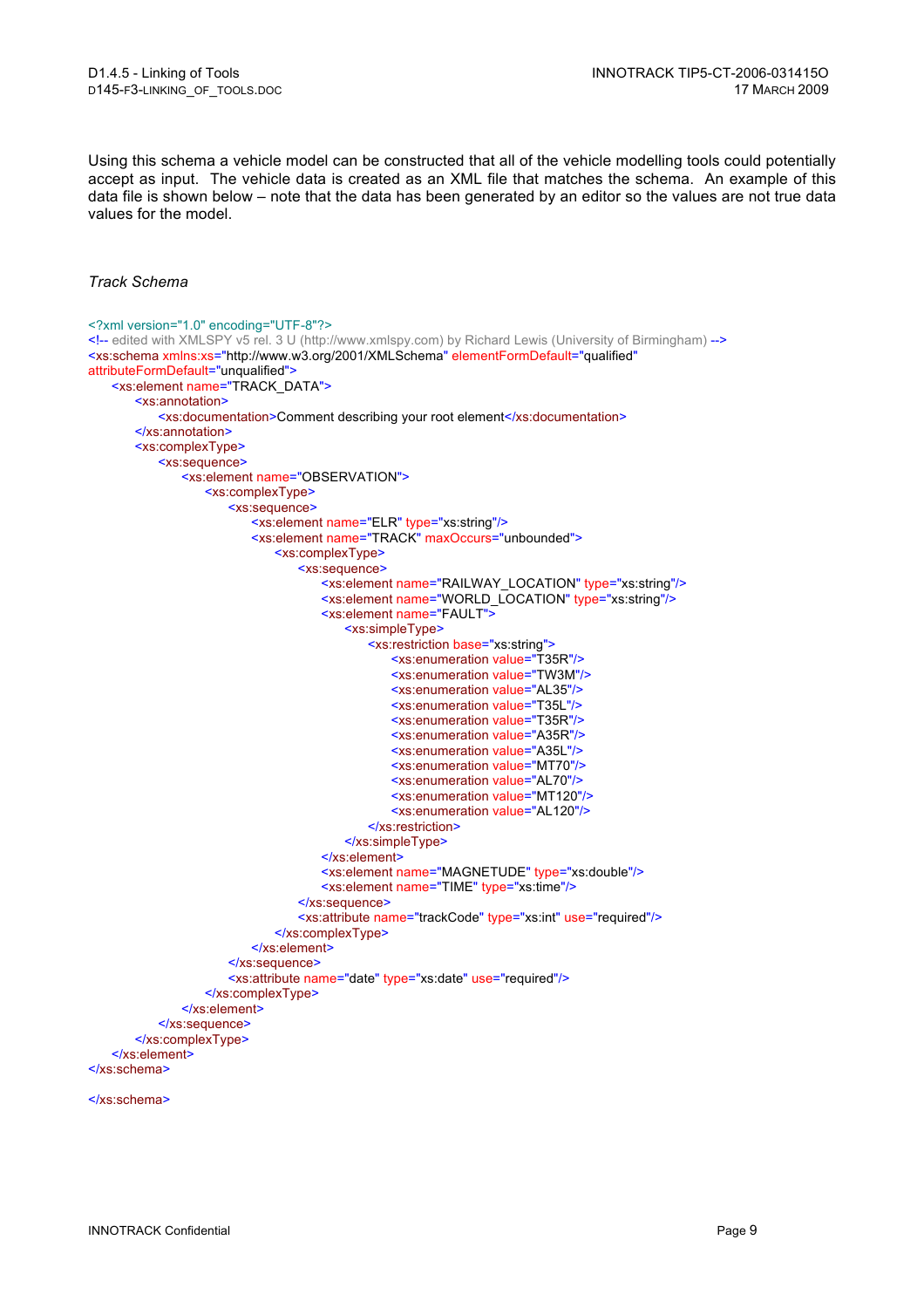Using this schema a vehicle model can be constructed that all of the vehicle modelling tools could potentially accept as input. The vehicle data is created as an XML file that matches the schema. An example of this data file is shown below – note that the data has been generated by an editor so the values are not true data values for the model.

*Track Schema*

```
<?xml version="1.0" encoding="UTF-8"?>
<!-- edited with XMLSPY v5 rel. 3 U (http://www.xmlspy.com) by Richard Lewis (University of Birmingham) -->
<xs:schema xmlns:xs="http://www.w3.org/2001/XMLSchema" elementFormDefault="qualified"
attributeFormDefault="unqualified">
	<xs:element name="TRACK_DATA">
		<xs:annotation>
			<xs:documentation>Comment describing your root element</xs:documentation>
		</xs:annotation>
		<xs:complexType>
			<xs:sequence>
				<xs:element name="OBSERVATION">
					<xs:complexType>
						<xs:sequence>
							<xs:element name="ELR" type="xs:string"/>
							<xs:element name="TRACK" maxOccurs="unbounded">
								<xs:complexType>
									<xs:sequence>
										<xs:element name="RAILWAY_LOCATION" type="xs:string"/>
										<xs:element name="WORLD_LOCATION" type="xs:string"/>
										<xs:element name="FAULT">
											<xs:simpleType>
												<xs:restriction base="xs:string">
													<xs:enumeration value="T35R"/>
													<xs:enumeration value="TW3M"/>
													<xs:enumeration value="AL35"/>
													<xs:enumeration value="T35L"/>
													<xs:enumeration value="T35R"/>
													<xs:enumeration value="A35R"/>
													<xs:enumeration value="A35L"/>
													<xs:enumeration value="MT70"/>
													<xs:enumeration value="AL70"/>
													<xs:enumeration value="MT120"/>
													<xs:enumeration value="AL120"/>
												</xs:restriction>
											</xs:simpleType>
										</xs:element>
										<xs:element name="MAGNETUDE" type="xs:double"/>
										<xs:element name="TIME" type="xs:time"/>
									</xs:sequence>
									<xs:attribute name="trackCode" type="xs:int" use="required"/>
								</xs:complexType>
							</xs:element>
						</xs:sequence>
						<xs:attribute name="date" type="xs:date" use="required"/>
					</xs:complexType>
				</xs:element>
			</xs:sequence>
		</xs:complexType>
	</xs:element>
</xs:schema>

</xs:schema>
```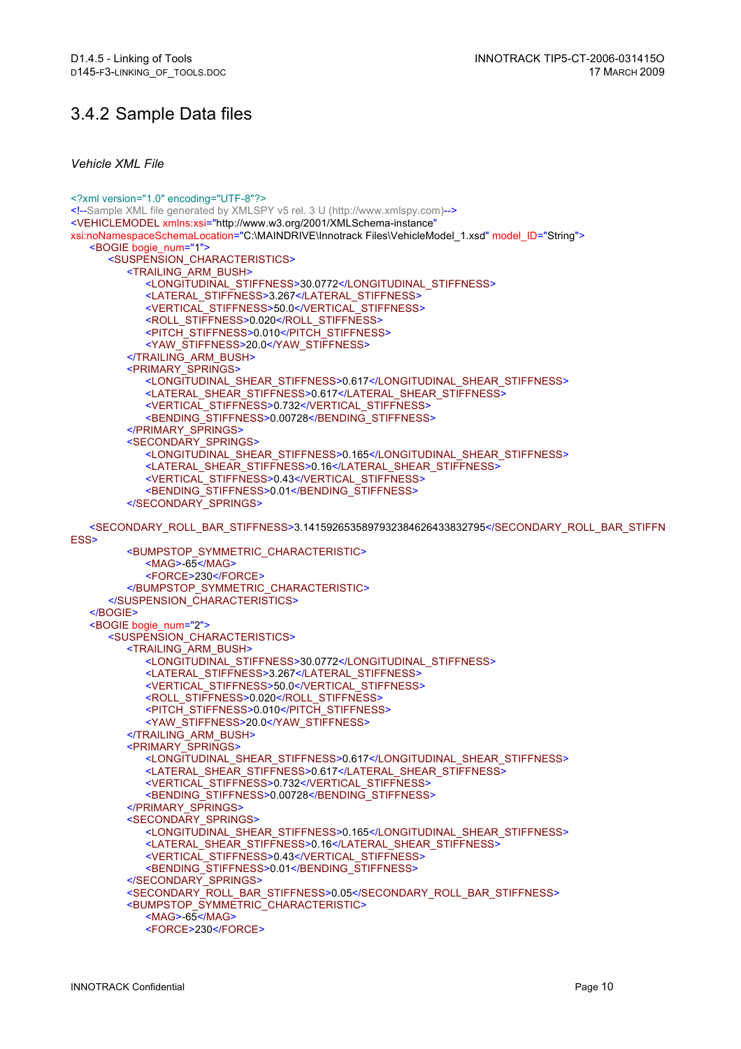## 3.4.2 Sample Data files

*Vehicle XML File*

```xml
<?xml version="1.0" encoding="UTF-8"?>
<!--Sample XML file generated by XMLSPY v5 rel. 3 U (http://www.xmlspy.com)-->
<VEHICLEMODEL xmlns:xsi="http://www.w3.org/2001/XMLSchema-instance"
xsi:noNamespaceSchemaLocation="C:\MAINDRIVE\Innotrack Files\VehicleModel_1.xsd" model_ID="String">
    <BOGIE bogie_num="1">
        <SUSPENSION_CHARACTERISTICS>
            <TRAILING_ARM_BUSH>
                <LONGITUDINAL_STIFFNESS>30.0772</LONGITUDINAL_STIFFNESS>
                <LATERAL_STIFFNESS>3.267</LATERAL_STIFFNESS>
                <VERTICAL_STIFFNESS>50.0</VERTICAL_STIFFNESS>
                <ROLL_STIFFNESS>0.020</ROLL_STIFFNESS>
                <PITCH_STIFFNESS>0.010</PITCH_STIFFNESS>
                <YAW_STIFFNESS>20.0</YAW_STIFFNESS>
            </TRAILING_ARM_BUSH>
            <PRIMARY_SPRINGS>
                <LONGITUDINAL_SHEAR_STIFFNESS>0.617</LONGITUDINAL_SHEAR_STIFFNESS>
                <LATERAL_SHEAR_STIFFNESS>0.617</LATERAL_SHEAR_STIFFNESS>
                <VERTICAL_STIFFNESS>0.732</VERTICAL_STIFFNESS>
                <BENDING_STIFFNESS>0.00728</BENDING_STIFFNESS>
            </PRIMARY_SPRINGS>
            <SECONDARY_SPRINGS>
                <LONGITUDINAL_SHEAR_STIFFNESS>0.165</LONGITUDINAL_SHEAR_STIFFNESS>
                <LATERAL_SHEAR_STIFFNESS>0.16</LATERAL_SHEAR_STIFFNESS>
                <VERTICAL_STIFFNESS>0.43</VERTICAL_STIFFNESS>
                <BENDING_STIFFNESS>0.01</BENDING_STIFFNESS>
            </SECONDARY_SPRINGS>

    <SECONDARY_ROLL_BAR_STIFFNESS>3.14159265358979323846264338327950</SECONDARY_ROLL_BAR_STIFFNESS>
            <BUMPSTOP_SYMMETRIC_CHARACTERISTIC>
                <MAG>-65</MAG>
                <FORCE>230</FORCE>
            </BUMPSTOP_SYMMETRIC_CHARACTERISTIC>
        </SUSPENSION_CHARACTERISTICS>
    </BOGIE>
    <BOGIE bogie_num="2">
        <SUSPENSION_CHARACTERISTICS>
            <TRAILING_ARM_BUSH>
                <LONGITUDINAL_STIFFNESS>30.0772</LONGITUDINAL_STIFFNESS>
                <LATERAL_STIFFNESS>3.267</LATERAL_STIFFNESS>
                <VERTICAL_STIFFNESS>50.0</VERTICAL_STIFFNESS>
                <ROLL_STIFFNESS>0.020</ROLL_STIFFNESS>
                <PITCH_STIFFNESS>0.010</PITCH_STIFFNESS>
                <YAW_STIFFNESS>20.0</YAW_STIFFNESS>
            </TRAILING_ARM_BUSH>
            <PRIMARY_SPRINGS>
                <LONGITUDINAL_SHEAR_STIFFNESS>0.617</LONGITUDINAL_SHEAR_STIFFNESS>
                <LATERAL_SHEAR_STIFFNESS>0.617</LATERAL_SHEAR_STIFFNESS>
                <VERTICAL_STIFFNESS>0.732</VERTICAL_STIFFNESS>
                <BENDING_STIFFNESS>0.00728</BENDING_STIFFNESS>
            </PRIMARY_SPRINGS>
            <SECONDARY_SPRINGS>
                <LONGITUDINAL_SHEAR_STIFFNESS>0.165</LONGITUDINAL_SHEAR_STIFFNESS>
                <LATERAL_SHEAR_STIFFNESS>0.16</LATERAL_SHEAR_STIFFNESS>
                <VERTICAL_STIFFNESS>0.43</VERTICAL_STIFFNESS>
                <BENDING_STIFFNESS>0.01</BENDING_STIFFNESS>
            </SECONDARY_SPRINGS>
            <SECONDARY_ROLL_BAR_STIFFNESS>0.05</SECONDARY_ROLL_BAR_STIFFNESS>
            <BUMPSTOP_SYMMETRIC_CHARACTERISTIC>
                <MAG>-65</MAG>
                <FORCE>230</FORCE>
```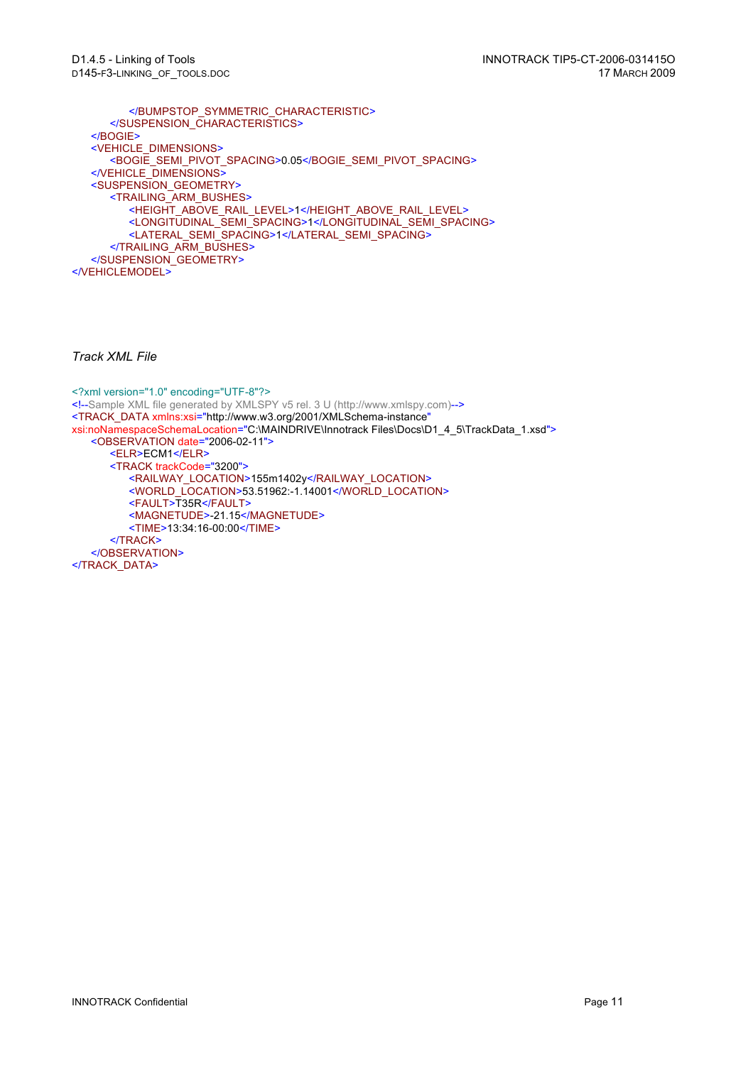```
            </BUMPSTOP_SYMMETRIC_CHARACTERISTIC>
        </SUSPENSION_CHARACTERISTICS>
    </BOGIE>
    <VEHICLE_DIMENSIONS>
        <BOGIE_SEMI_PIVOT_SPACING>0.05</BOGIE_SEMI_PIVOT_SPACING>
    </VEHICLE_DIMENSIONS>
    <SUSPENSION_GEOMETRY>
        <TRAILING_ARM_BUSHES>
            <HEIGHT_ABOVE_RAIL_LEVEL>1</HEIGHT_ABOVE_RAIL_LEVEL>
            <LONGITUDINAL_SEMI_SPACING>1</LONGITUDINAL_SEMI_SPACING>
            <LATERAL_SEMI_SPACING>1</LATERAL_SEMI_SPACING>
        </TRAILING_ARM_BUSHES>
    </SUSPENSION_GEOMETRY>
</VEHICLEMODEL>
```

*Track XML File*

```
<?xml version="1.0" encoding="UTF-8"?>
<!--Sample XML file generated by XMLSPY v5 rel. 3 U (http://www.xmlspy.com)-->
<TRACK_DATA xmlns:xsi="http://www.w3.org/2001/XMLSchema-instance"
xsi:noNamespaceSchemaLocation="C:\MAINDRIVE\Innotrack Files\Docs\D1_4_5\TrackData_1.xsd">
    <OBSERVATION date="2006-02-11">
        <ELR>ECM1</ELR>
        <TRACK trackCode="3200">
            <RAILWAY_LOCATION>155m1402y</RAILWAY_LOCATION>
            <WORLD_LOCATION>53.51962:-1.14001</WORLD_LOCATION>
            <FAULT>T35R</FAULT>
            <MAGNETUDE>-21.15</MAGNETUDE>
            <TIME>13:34:16-00:00</TIME>
        </TRACK>
    </OBSERVATION>
</TRACK_DATA>
```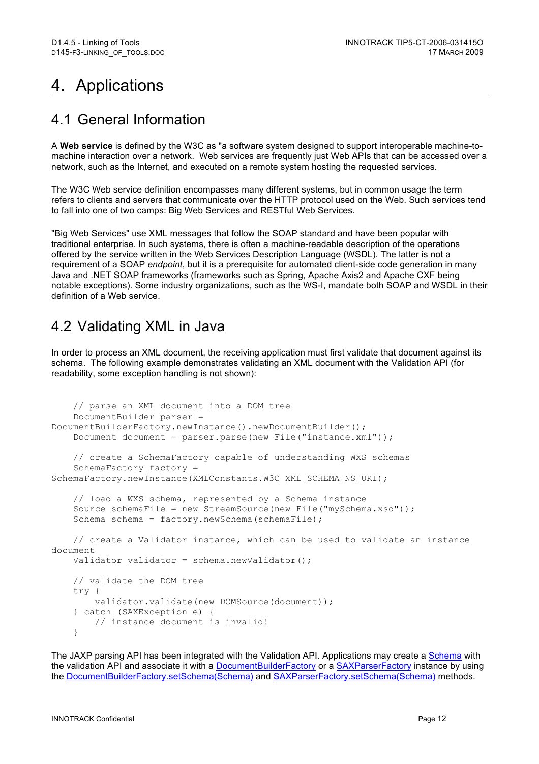′# 4. Applications

## 4.1 General Information

A **Web service** is defined by the W3C as "a software system designed to support interoperable machine-to-machine interaction over a network. Web services are frequently just Web APIs that can be accessed over a network, such as the Internet, and executed on a remote system hosting the requested services.

The W3C Web service definition encompasses many different systems, but in common usage the term refers to clients and servers that communicate over the HTTP protocol used on the Web. Such services tend to fall into one of two camps: Big Web Services and RESTful Web Services.

"Big Web Services" use XML messages that follow the SOAP standard and have been popular with traditional enterprise. In such systems, there is often a machine-readable description of the operations offered by the service written in the Web Services Description Language (WSDL). The latter is not a requirement of a SOAP *endpoint*, but it is a prerequisite for automated client-side code generation in many Java and .NET SOAP frameworks (frameworks such as Spring, Apache Axis2 and Apache CXF being notable exceptions). Some industry organizations, such as the WS-I, mandate both SOAP and WSDL in their definition of a Web service.

## 4.2 Validating XML in Java

In order to process an XML document, the receiving application must first validate that document against its schema. The following example demonstrates validating an XML document with the Validation API (for readability, some exception handling is not shown):

```
    // parse an XML document into a DOM tree
    DocumentBuilder parser =
DocumentBuilderFactory.newInstance().newDocumentBuilder();
    Document document = parser.parse(new File("instance.xml"));

    // create a SchemaFactory capable of understanding WXS schemas
    SchemaFactory factory =
SchemaFactory.newInstance(XMLConstants.W3C_XML_SCHEMA_NS_URI);

    // load a WXS schema, represented by a Schema instance
    Source schemaFile = new StreamSource(new File("mySchema.xsd"));
    Schema schema = factory.newSchema(schemaFile);

    // create a Validator instance, which can be used to validate an instance
document
    Validator validator = schema.newValidator();

    // validate the DOM tree
    try {
        validator.validate(new DOMSource(document));
    } catch (SAXException e) {
        // instance document is invalid!
    }
```

The JAXP parsing API has been integrated with the Validation API. Applications may create a Schema with the validation API and associate it with a DocumentBuilderFactory or a SAXParserFactory instance by using the DocumentBuilderFactory.setSchema(Schema) and SAXParserFactory.setSchema(Schema) methods.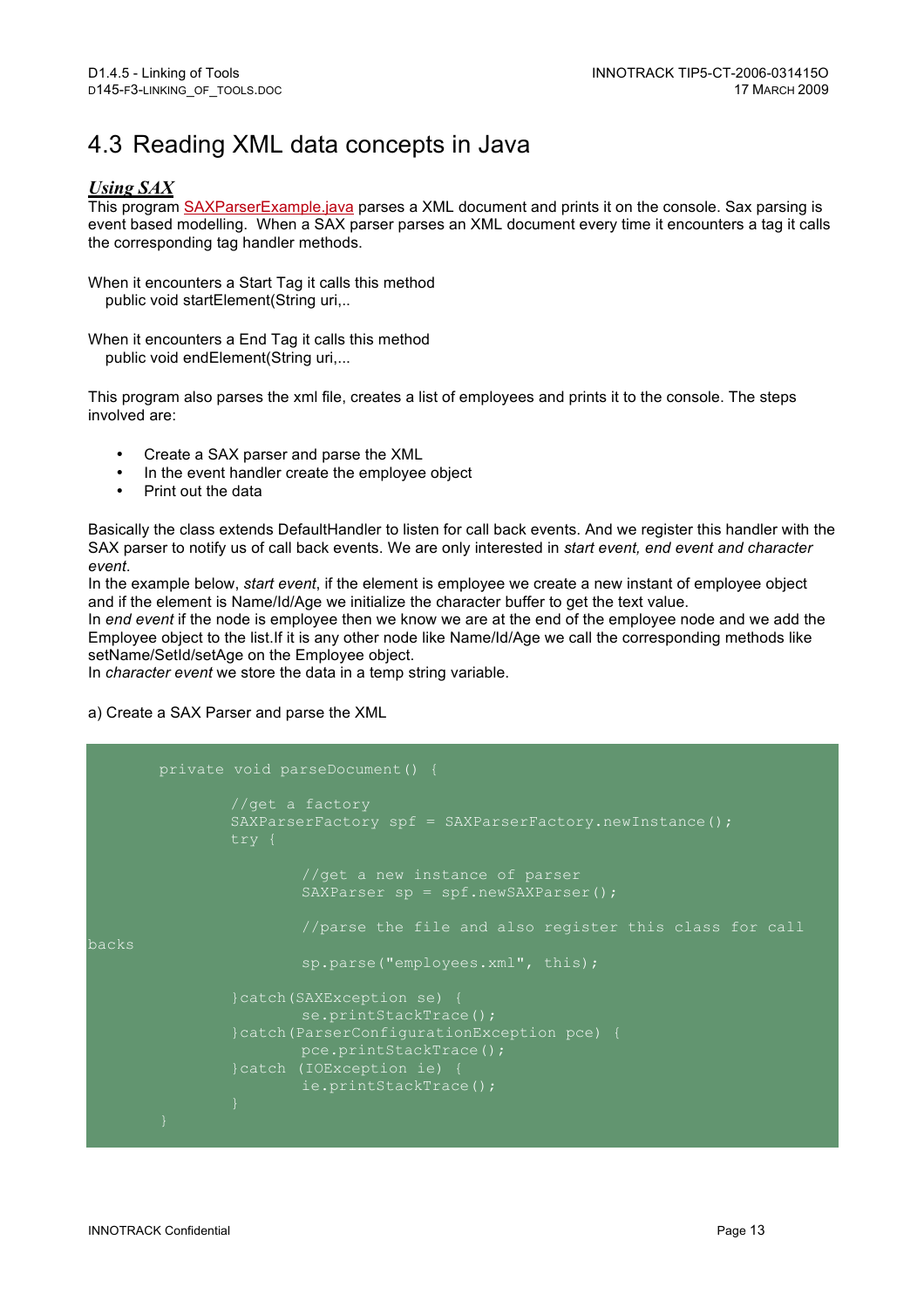# 4.3 Reading XML data concepts in Java

***Using SAX***

This program SAXParserExample.java parses a XML document and prints it on the console. Sax parsing is event based modelling. When a SAX parser parses an XML document every time it encounters a tag it calls the corresponding tag handler methods.

When it encounters a Start Tag it calls this method
 public void startElement(String uri,..

When it encounters a End Tag it calls this method
 public void endElement(String uri,...

This program also parses the xml file, creates a list of employees and prints it to the console. The steps involved are:

- Create a SAX parser and parse the XML
- In the event handler create the employee object
- Print out the data

Basically the class extends DefaultHandler to listen for call back events. And we register this handler with the SAX parser to notify us of call back events. We are only interested in *start event, end event and character event.*
In the example below, *start event*, if the element is employee we create a new instant of employee object and if the element is Name/Id/Age we initialize the character buffer to get the text value.
In *end event* if the node is employee then we know we are at the end of the employee node and we add the Employee object to the list.If it is any other node like Name/Id/Age we call the corresponding methods like setName/SetId/setAge on the Employee object.
In *character event* we store the data in a temp string variable.

a) Create a SAX Parser and parse the XML

```
        private void parseDocument() {

                //get a factory
                SAXParserFactory spf = SAXParserFactory.newInstance();
                try {

                        //get a new instance of parser
                        SAXParser sp = spf.newSAXParser();

                        //parse the file and also register this class for call
backs
                        sp.parse("employees.xml", this);

                }catch(SAXException se) {
                        se.printStackTrace();
                }catch(ParserConfigurationException pce) {
                        pce.printStackTrace();
                }catch (IOException ie) {
                        ie.printStackTrace();
                }
        }
```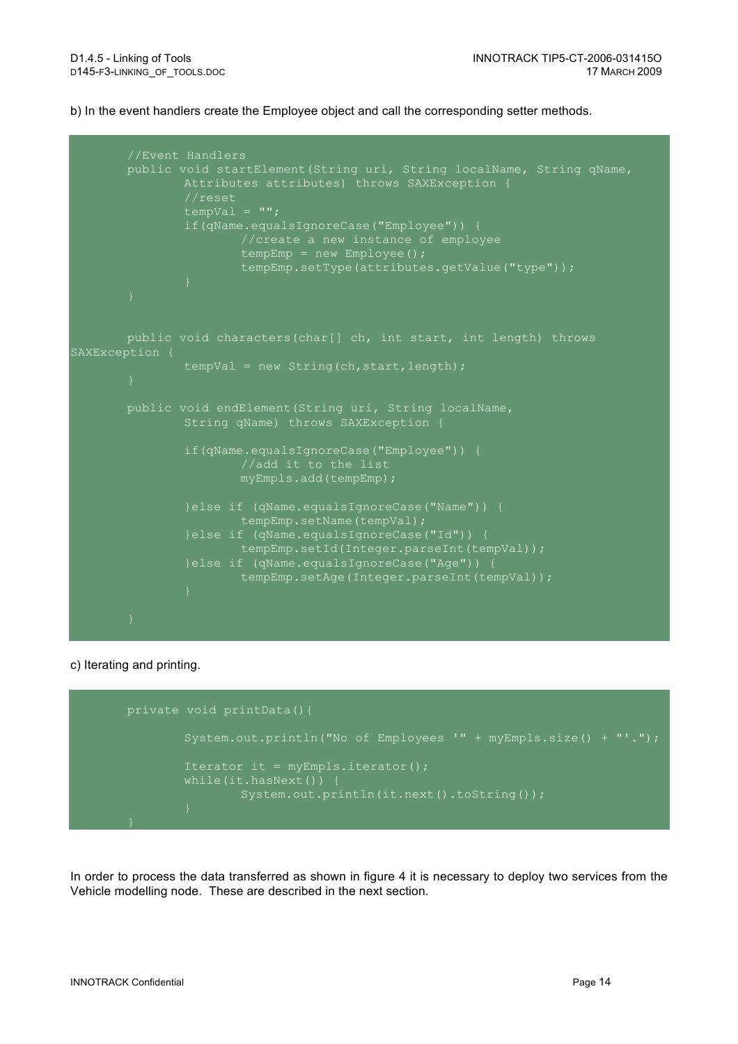b) In the event handlers create the Employee object and call the corresponding setter methods.

```
        //Event Handlers
        public void startElement(String uri, String localName, String qName,
                Attributes attributes) throws SAXException {
                //reset
                tempVal = "";
                if(qName.equalsIgnoreCase("Employee")) {
                        //create a new instance of employee
                        tempEmp = new Employee();
                        tempEmp.setType(attributes.getValue("type"));
                }
        }


        public void characters(char[] ch, int start, int length) throws
SAXException {
                tempVal = new String(ch,start,length);
        }

        public void endElement(String uri, String localName,
                String qName) throws SAXException {

                if(qName.equalsIgnoreCase("Employee")) {
                        //add it to the list
                        myEmpls.add(tempEmp);

                }else if (qName.equalsIgnoreCase("Name")) {
                        tempEmp.setName(tempVal);
                }else if (qName.equalsIgnoreCase("Id")) {
                        tempEmp.setId(Integer.parseInt(tempVal));
                }else if (qName.equalsIgnoreCase("Age")) {
                        tempEmp.setAge(Integer.parseInt(tempVal));
                }

        }
```

c) Iterating and printing.

```
        private void printData(){

                System.out.println("No of Employees '" + myEmpls.size() + "'.");

                Iterator it = myEmpls.iterator();
                while(it.hasNext()) {
                        System.out.println(it.next().toString());
                }
        }
```

In order to process the data transferred as shown in figure 4 it is necessary to deploy two services from the Vehicle modelling node. These are described in the next section.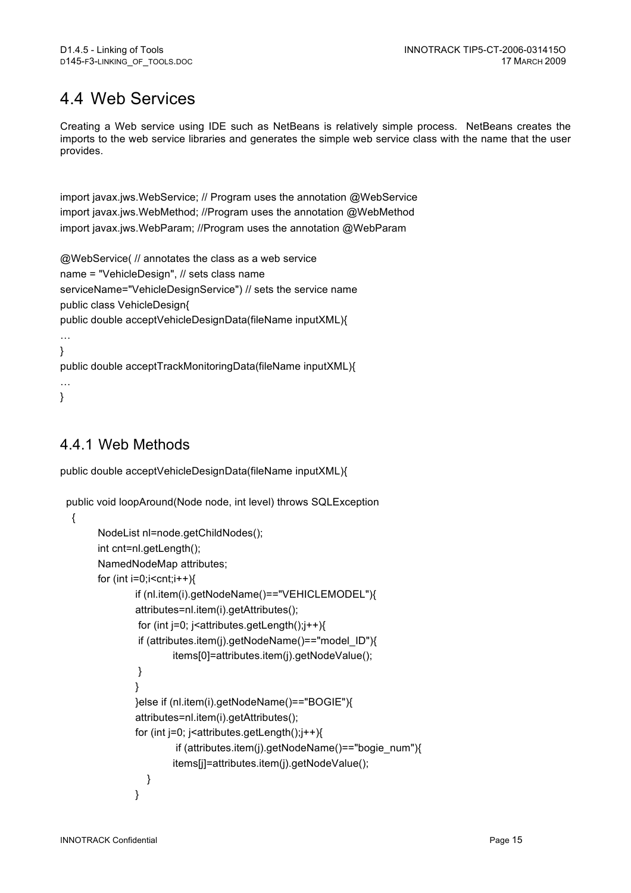## 4.4 Web Services

Creating a Web service using IDE such as NetBeans is relatively simple process. NetBeans creates the imports to the web service libraries and generates the simple web service class with the name that the user provides.

```
import javax.jws.WebService; // Program uses the annotation @WebService
import javax.jws.WebMethod; //Program uses the annotation @WebMethod
import javax.jws.WebParam; //Program uses the annotation @WebParam

@WebService( // annotates the class as a web service
name = "VehicleDesign", // sets class name
serviceName="VehicleDesignService") // sets the service name
public class VehicleDesign{
public double acceptVehicleDesignData(fileName inputXML){
…
}
public double acceptTrackMonitoringData(fileName inputXML){
…
}
```

### 4.4.1 Web Methods

```
public double acceptVehicleDesignData(fileName inputXML){

  public void loopAround(Node node, int level) throws SQLException
  {
        NodeList nl=node.getChildNodes();
        int cnt=nl.getLength();
        NamedNodeMap attributes;
        for (int i=0;i<cnt;i++){
                if (nl.item(i).getNodeName()=="VEHICLEMODEL"){
                attributes=nl.item(i).getAttributes();
                 for (int j=0; j<attributes.getLength();j++){
                 if (attributes.item(j).getNodeName()=="model_ID"){
                        items[0]=attributes.item(j).getNodeValue();
                 }
                }
                }else if (nl.item(i).getNodeName()=="BOGIE"){
                attributes=nl.item(i).getAttributes();
                for (int j=0; j<attributes.getLength();j++){
                         if (attributes.item(j).getNodeName()=="bogie_num"){
                        items[j]=attributes.item(j).getNodeValue();
                   }
                }
```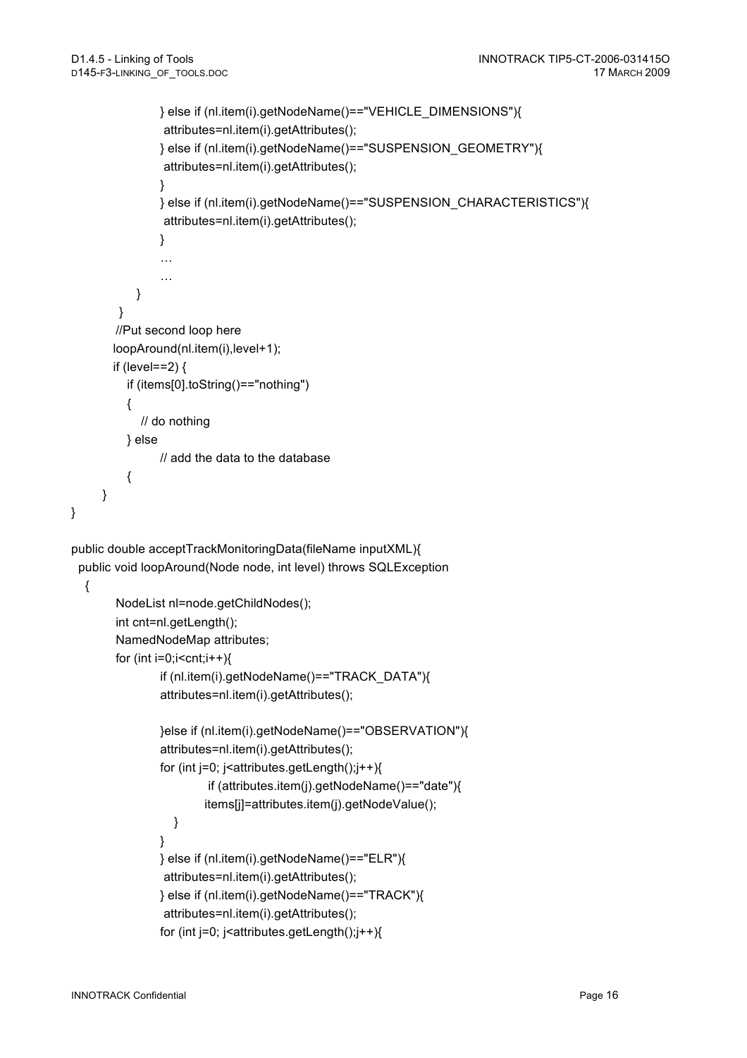```
                } else if (nl.item(i).getNodeName()=="VEHICLE_DIMENSIONS"){
                 attributes=nl.item(i).getAttributes();
                } else if (nl.item(i).getNodeName()=="SUSPENSION_GEOMETRY"){
                 attributes=nl.item(i).getAttributes();
                }
                } else if (nl.item(i).getNodeName()=="SUSPENSION_CHARACTERISTICS"){
                 attributes=nl.item(i).getAttributes();
                }
                …
                …
            }
        }
        //Put second loop here
        loopAround(nl.item(i),level+1);
        if (level==2) {
            if (items[0].toString()=="nothing")
            {
               // do nothing
            } else
                  // add the data to the database
            {
        }
}

public double acceptTrackMonitoringData(fileName inputXML){
  public void loopAround(Node node, int level) throws SQLException
   {
        NodeList nl=node.getChildNodes();
        int cnt=nl.getLength();
        NamedNodeMap attributes;
        for (int i=0;i<cnt;i++){
                if (nl.item(i).getNodeName()=="TRACK_DATA"){
                attributes=nl.item(i).getAttributes();

                }else if (nl.item(i).getNodeName()=="OBSERVATION"){
                attributes=nl.item(i).getAttributes();
                for (int j=0; j<attributes.getLength();j++){
                          if (attributes.item(j).getNodeName()=="date"){
                         items[j]=attributes.item(j).getNodeValue();
                   }
                }
                } else if (nl.item(i).getNodeName()=="ELR"){
                 attributes=nl.item(i).getAttributes();
                } else if (nl.item(i).getNodeName()=="TRACK"){
                 attributes=nl.item(i).getAttributes();
                for (int j=0; j<attributes.getLength();j++){
```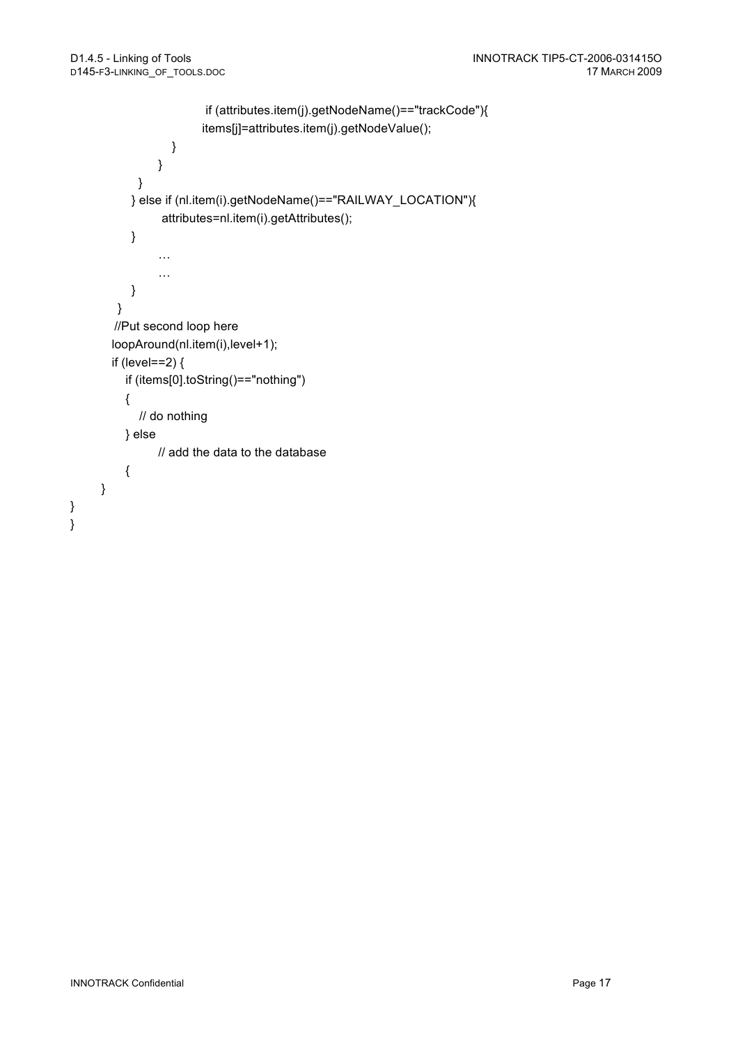```
                    if (attributes.item(j).getNodeName()=="trackCode"){
                    items[j]=attributes.item(j).getNodeValue();
                }
            }
        }
    } else if (nl.item(i).getNodeName()=="RAILWAY_LOCATION"){
            attributes=nl.item(i).getAttributes();
    }
            …
            …
    }
  }
  //Put second loop here
  loopAround(nl.item(i),level+1);
  if (level==2) {
     if (items[0].toString()=="nothing")
     {
        // do nothing
     } else
          // add the data to the database
     {
  }
}
}
```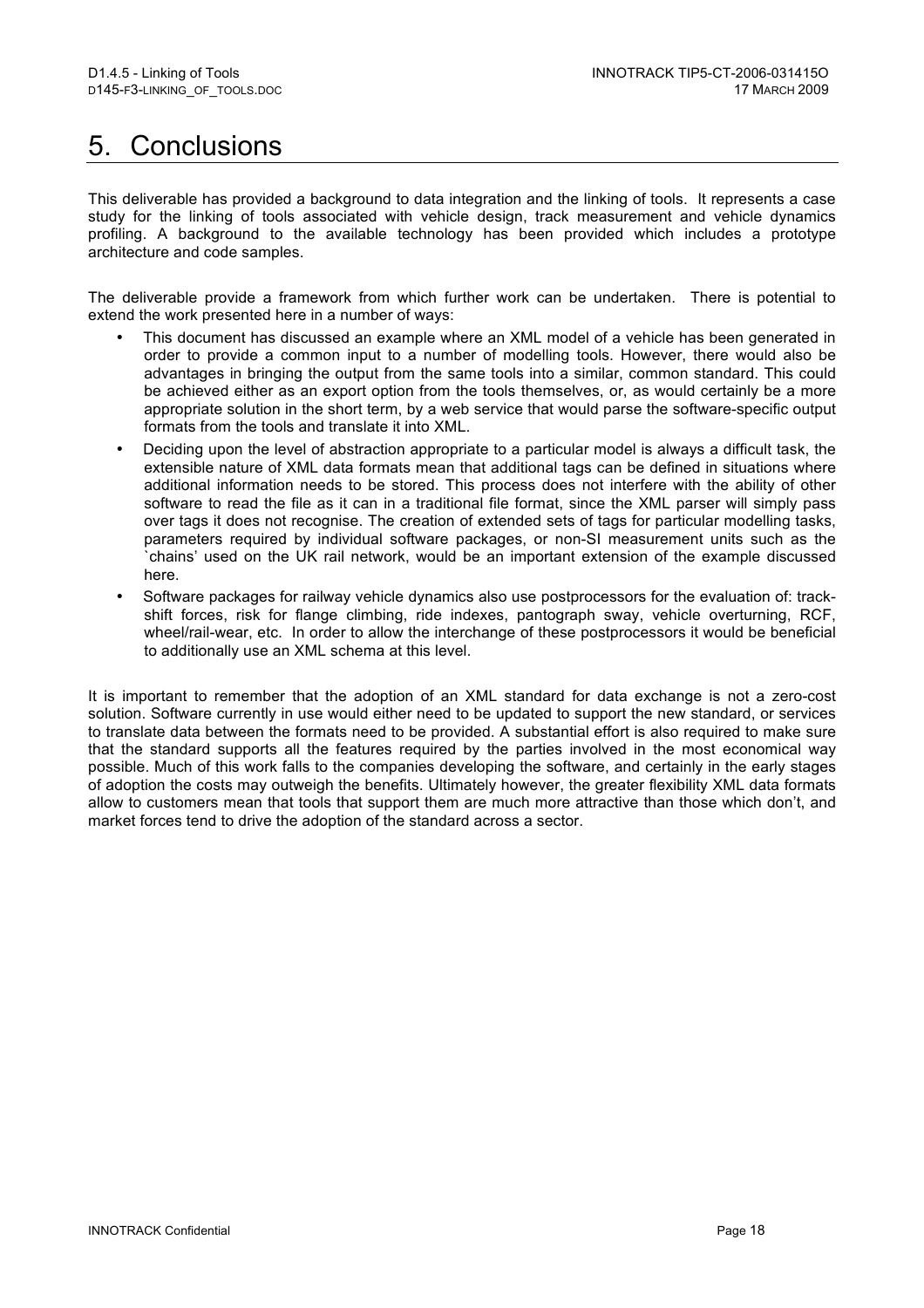# 5. Conclusions

This deliverable has provided a background to data integration and the linking of tools. It represents a case study for the linking of tools associated with vehicle design, track measurement and vehicle dynamics profiling. A background to the available technology has been provided which includes a prototype architecture and code samples.

The deliverable provide a framework from which further work can be undertaken. There is potential to extend the work presented here in a number of ways:

- This document has discussed an example where an XML model of a vehicle has been generated in order to provide a common input to a number of modelling tools. However, there would also be advantages in bringing the output from the same tools into a similar, common standard. This could be achieved either as an export option from the tools themselves, or, as would certainly be a more appropriate solution in the short term, by a web service that would parse the software-specific output formats from the tools and translate it into XML.
- Deciding upon the level of abstraction appropriate to a particular model is always a difficult task, the extensible nature of XML data formats mean that additional tags can be defined in situations where additional information needs to be stored. This process does not interfere with the ability of other software to read the file as it can in a traditional file format, since the XML parser will simply pass over tags it does not recognise. The creation of extended sets of tags for particular modelling tasks, parameters required by individual software packages, or non-SI measurement units such as the `chains' used on the UK rail network, would be an important extension of the example discussed here.
- Software packages for railway vehicle dynamics also use postprocessors for the evaluation of: track-shift forces, risk for flange climbing, ride indexes, pantograph sway, vehicle overturning, RCF, wheel/rail-wear, etc. In order to allow the interchange of these postprocessors it would be beneficial to additionally use an XML schema at this level.

It is important to remember that the adoption of an XML standard for data exchange is not a zero-cost solution. Software currently in use would either need to be updated to support the new standard, or services to translate data between the formats need to be provided. A substantial effort is also required to make sure that the standard supports all the features required by the parties involved in the most economical way possible. Much of this work falls to the companies developing the software, and certainly in the early stages of adoption the costs may outweigh the benefits. Ultimately however, the greater flexibility XML data formats allow to customers mean that tools that support them are much more attractive than those which don't, and market forces tend to drive the adoption of the standard across a sector.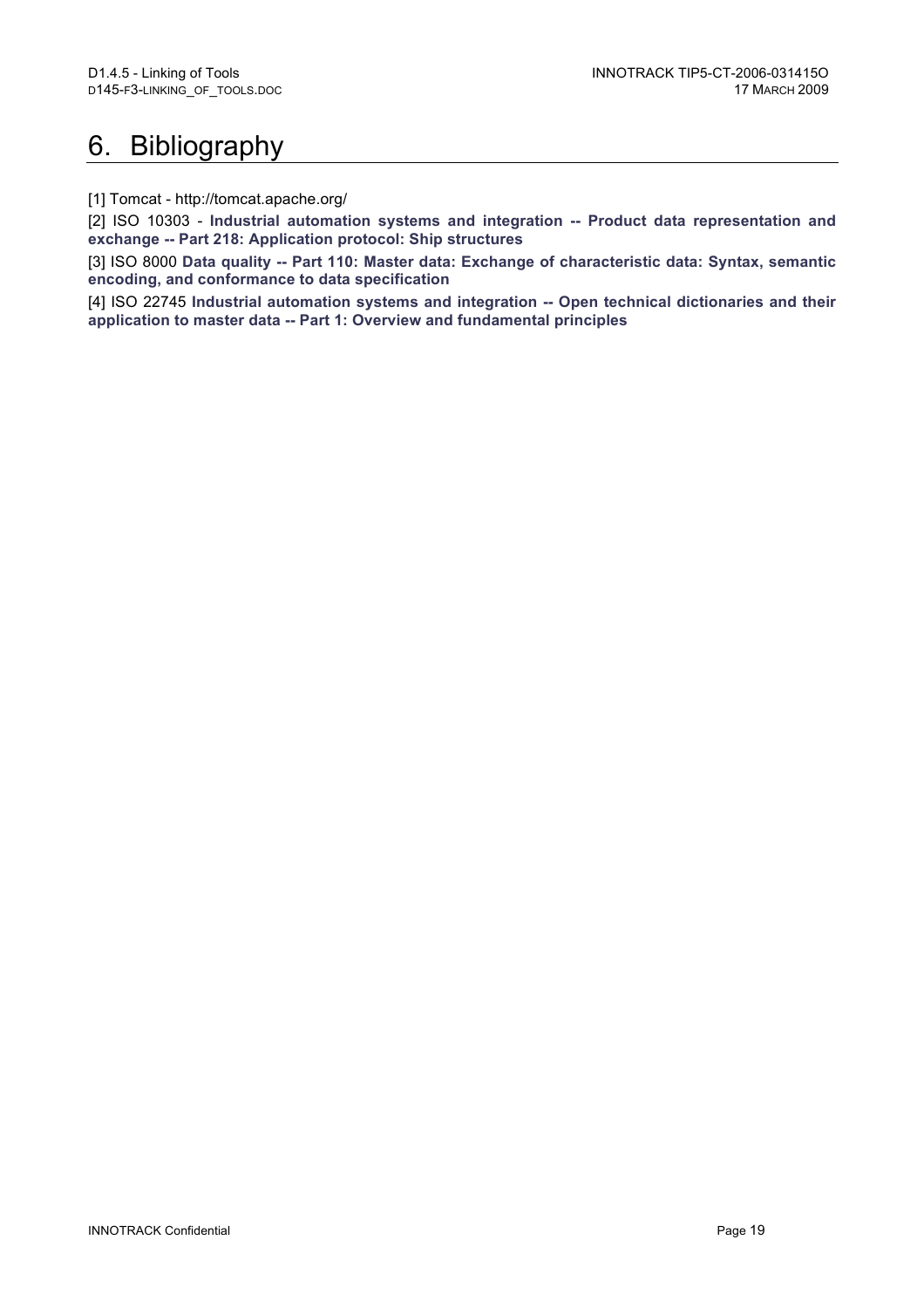# 6. Bibliography

[1] Tomcat - http://tomcat.apache.org/

[2] ISO 10303 - **Industrial automation systems and integration -- Product data representation and exchange -- Part 218: Application protocol: Ship structures**

[3] ISO 8000 **Data quality -- Part 110: Master data: Exchange of characteristic data: Syntax, semantic encoding, and conformance to data specification**

[4] ISO 22745 **Industrial automation systems and integration -- Open technical dictionaries and their application to master data -- Part 1: Overview and fundamental principles**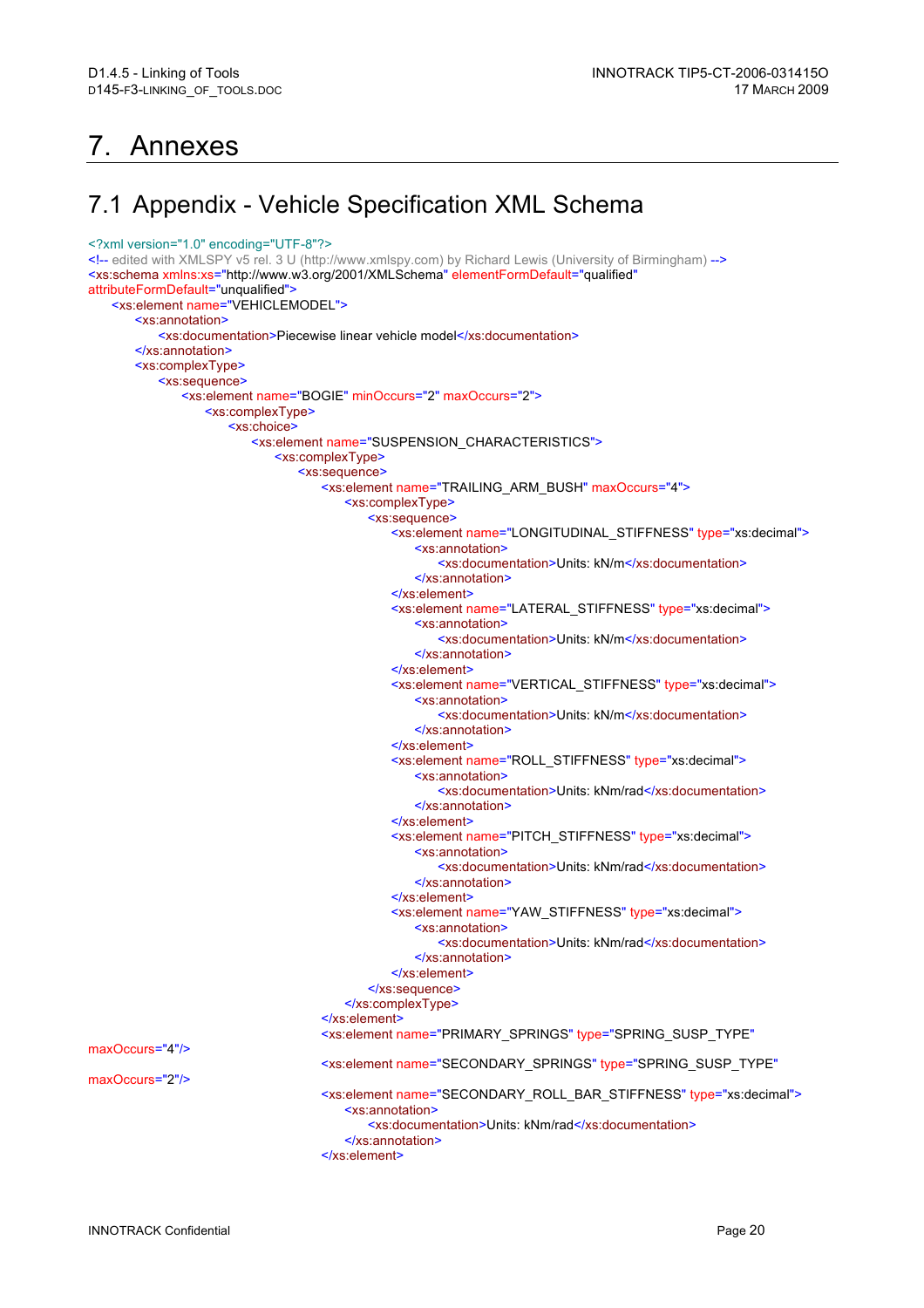# 7. Annexes

## 7.1 Appendix - Vehicle Specification XML Schema

```
<?xml version="1.0" encoding="UTF-8"?>
<!-- edited with XMLSPY v5 rel. 3 U (http://www.xmlspy.com) by Richard Lewis (University of Birmingham) -->
<xs:schema xmlns:xs="http://www.w3.org/2001/XMLSchema" elementFormDefault="qualified"
attributeFormDefault="unqualified">
	<xs:element name="VEHICLEMODEL">
		<xs:annotation>
			<xs:documentation>Piecewise linear vehicle model</xs:documentation>
		</xs:annotation>
		<xs:complexType>
			<xs:sequence>
				<xs:element name="BOGIE" minOccurs="2" maxOccurs="2">
					<xs:complexType>
						<xs:choice>
							<xs:element name="SUSPENSION_CHARACTERISTICS">
								<xs:complexType>
									<xs:sequence>
										<xs:element name="TRAILING_ARM_BUSH" maxOccurs="4">
											<xs:complexType>
												<xs:sequence>
													<xs:element name="LONGITUDINAL_STIFFNESS" type="xs:decimal">
														<xs:annotation>
															<xs:documentation>Units: kN/m</xs:documentation>
														</xs:annotation>
													</xs:element>
													<xs:element name="LATERAL_STIFFNESS" type="xs:decimal">
														<xs:annotation>
															<xs:documentation>Units: kN/m</xs:documentation>
														</xs:annotation>
													</xs:element>
													<xs:element name="VERTICAL_STIFFNESS" type="xs:decimal">
														<xs:annotation>
															<xs:documentation>Units: kN/m</xs:documentation>
														</xs:annotation>
													</xs:element>
													<xs:element name="ROLL_STIFFNESS" type="xs:decimal">
														<xs:annotation>
															<xs:documentation>Units: kNm/rad</xs:documentation>
														</xs:annotation>
													</xs:element>
													<xs:element name="PITCH_STIFFNESS" type="xs:decimal">
														<xs:annotation>
															<xs:documentation>Units: kNm/rad</xs:documentation>
														</xs:annotation>
													</xs:element>
													<xs:element name="YAW_STIFFNESS" type="xs:decimal">
														<xs:annotation>
															<xs:documentation>Units: kNm/rad</xs:documentation>
														</xs:annotation>
													</xs:element>
												</xs:sequence>
											</xs:complexType>
										</xs:element>
										<xs:element name="PRIMARY_SPRINGS" type="SPRING_SUSP_TYPE"
maxOccurs="4"/>
										<xs:element name="SECONDARY_SPRINGS" type="SPRING_SUSP_TYPE"
maxOccurs="2"/>
										<xs:element name="SECONDARY_ROLL_BAR_STIFFNESS" type="xs:decimal">
											<xs:annotation>
												<xs:documentation>Units: kNm/rad</xs:documentation>
											</xs:annotation>
										</xs:element>
```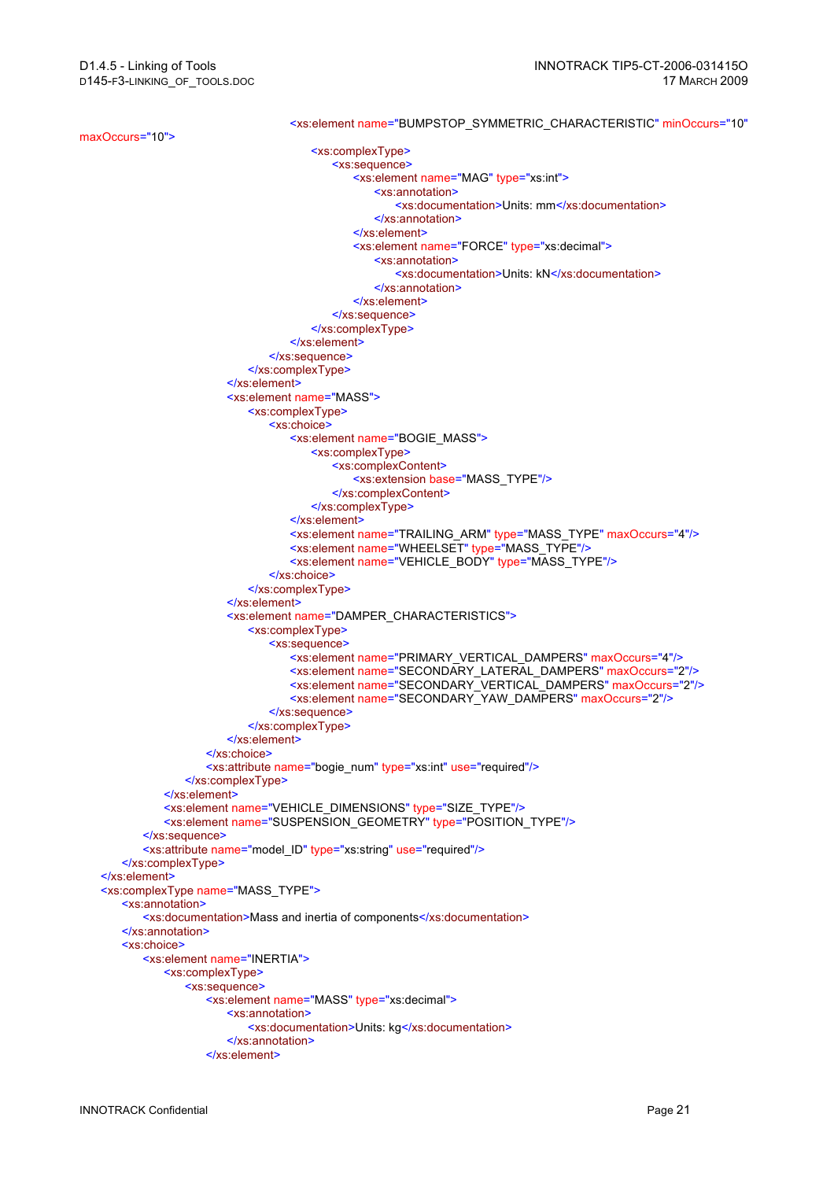```xml
                                        <xs:element name="BUMPSTOP_SYMMETRIC_CHARACTERISTIC" minOccurs="10"
maxOccurs="10">
                                            <xs:complexType>
                                                <xs:sequence>
                                                    <xs:element name="MAG" type="xs:int">
                                                        <xs:annotation>
                                                            <xs:documentation>Units: mm</xs:documentation>
                                                        </xs:annotation>
                                                    </xs:element>
                                                    <xs:element name="FORCE" type="xs:decimal">
                                                        <xs:annotation>
                                                            <xs:documentation>Units: kN</xs:documentation>
                                                        </xs:annotation>
                                                    </xs:element>
                                                </xs:sequence>
                                            </xs:complexType>
                                        </xs:element>
                                    </xs:sequence>
                                </xs:complexType>
                            </xs:element>
                            <xs:element name="MASS">
                                <xs:complexType>
                                    <xs:choice>
                                        <xs:element name="BOGIE_MASS">
                                            <xs:complexType>
                                                <xs:complexContent>
                                                    <xs:extension base="MASS_TYPE"/>
                                                </xs:complexContent>
                                            </xs:complexType>
                                        </xs:element>
                                        <xs:element name="TRAILING_ARM" type="MASS_TYPE" maxOccurs="4"/>
                                        <xs:element name="WHEELSET" type="MASS_TYPE"/>
                                        <xs:element name="VEHICLE_BODY" type="MASS_TYPE"/>
                                    </xs:choice>
                                </xs:complexType>
                            </xs:element>
                            <xs:element name="DAMPER_CHARACTERISTICS">
                                <xs:complexType>
                                    <xs:sequence>
                                        <xs:element name="PRIMARY_VERTICAL_DAMPERS" maxOccurs="4"/>
                                        <xs:element name="SECONDARY_LATERAL_DAMPERS" maxOccurs="2"/>
                                        <xs:element name="SECONDARY_VERTICAL_DAMPERS" maxOccurs="2"/>
                                        <xs:element name="SECONDARY_YAW_DAMPERS" maxOccurs="2"/>
                                    </xs:sequence>
                                </xs:complexType>
                            </xs:element>
                        </xs:choice>
                        <xs:attribute name="bogie_num" type="xs:int" use="required"/>
                    </xs:complexType>
                </xs:element>
                <xs:element name="VEHICLE_DIMENSIONS" type="SIZE_TYPE"/>
                <xs:element name="SUSPENSION_GEOMETRY" type="POSITION_TYPE"/>
            </xs:sequence>
            <xs:attribute name="model_ID" type="xs:string" use="required"/>
        </xs:complexType>
    </xs:element>
    <xs:complexType name="MASS_TYPE">
        <xs:annotation>
            <xs:documentation>Mass and inertia of components</xs:documentation>
        </xs:annotation>
        <xs:choice>
            <xs:element name="INERTIA">
                <xs:complexType>
                    <xs:sequence>
                        <xs:element name="MASS" type="xs:decimal">
                            <xs:annotation>
                                <xs:documentation>Units: kg</xs:documentation>
                            </xs:annotation>
                        </xs:element>
```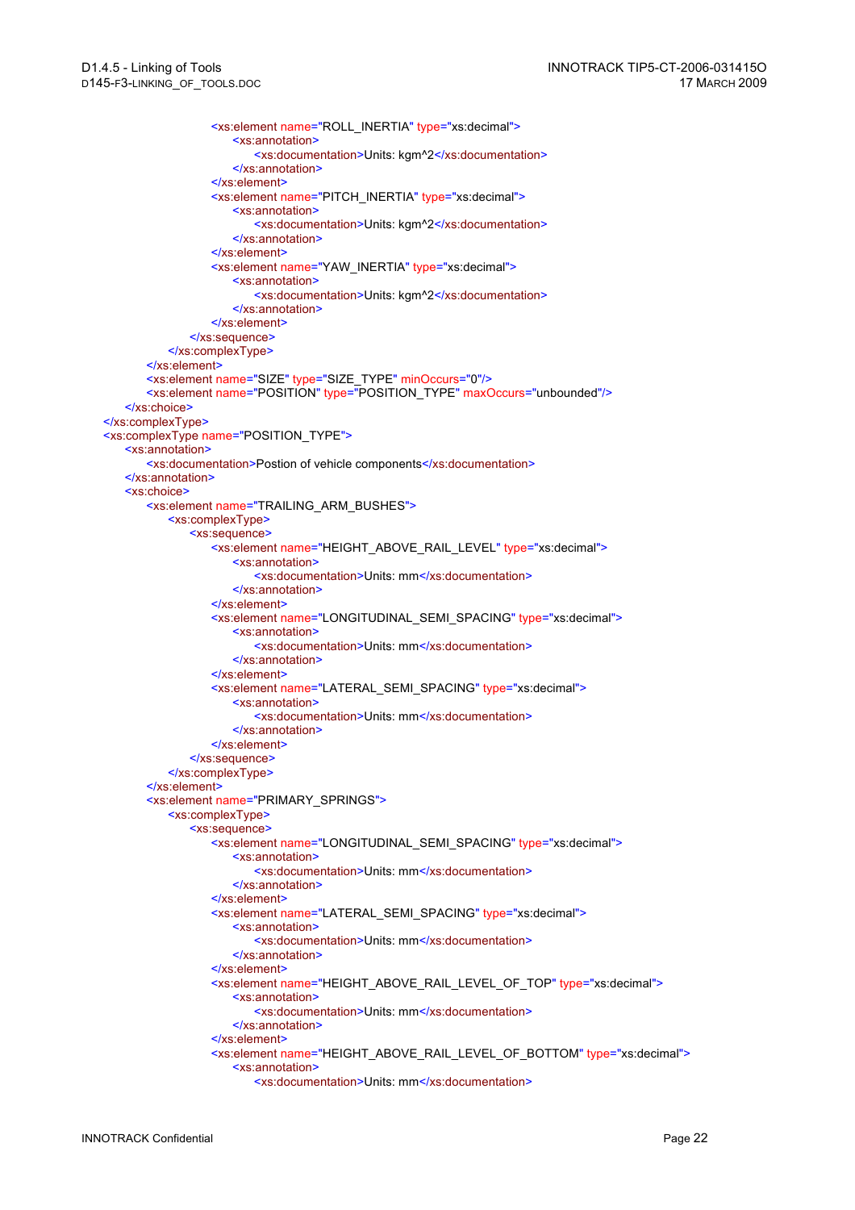```xml
                        <xs:element name="ROLL_INERTIA" type="xs:decimal">
                            <xs:annotation>
                                <xs:documentation>Units: kgm^2</xs:documentation>
                            </xs:annotation>
                        </xs:element>
                        <xs:element name="PITCH_INERTIA" type="xs:decimal">
                            <xs:annotation>
                                <xs:documentation>Units: kgm^2</xs:documentation>
                            </xs:annotation>
                        </xs:element>
                        <xs:element name="YAW_INERTIA" type="xs:decimal">
                            <xs:annotation>
                                <xs:documentation>Units: kgm^2</xs:documentation>
                            </xs:annotation>
                        </xs:element>
                    </xs:sequence>
                </xs:complexType>
            </xs:element>
            <xs:element name="SIZE" type="SIZE_TYPE" minOccurs="0"/>
            <xs:element name="POSITION" type="POSITION_TYPE" maxOccurs="unbounded"/>
        </xs:choice>
    </xs:complexType>
    <xs:complexType name="POSITION_TYPE">
        <xs:annotation>
            <xs:documentation>Postion of vehicle components</xs:documentation>
        </xs:annotation>
        <xs:choice>
            <xs:element name="TRAILING_ARM_BUSHES">
                <xs:complexType>
                    <xs:sequence>
                        <xs:element name="HEIGHT_ABOVE_RAIL_LEVEL" type="xs:decimal">
                            <xs:annotation>
                                <xs:documentation>Units: mm</xs:documentation>
                            </xs:annotation>
                        </xs:element>
                        <xs:element name="LONGITUDINAL_SEMI_SPACING" type="xs:decimal">
                            <xs:annotation>
                                <xs:documentation>Units: mm</xs:documentation>
                            </xs:annotation>
                        </xs:element>
                        <xs:element name="LATERAL_SEMI_SPACING" type="xs:decimal">
                            <xs:annotation>
                                <xs:documentation>Units: mm</xs:documentation>
                            </xs:annotation>
                        </xs:element>
                    </xs:sequence>
                </xs:complexType>
            </xs:element>
            <xs:element name="PRIMARY_SPRINGS">
                <xs:complexType>
                    <xs:sequence>
                        <xs:element name="LONGITUDINAL_SEMI_SPACING" type="xs:decimal">
                            <xs:annotation>
                                <xs:documentation>Units: mm</xs:documentation>
                            </xs:annotation>
                        </xs:element>
                        <xs:element name="LATERAL_SEMI_SPACING" type="xs:decimal">
                            <xs:annotation>
                                <xs:documentation>Units: mm</xs:documentation>
                            </xs:annotation>
                        </xs:element>
                        <xs:element name="HEIGHT_ABOVE_RAIL_LEVEL_OF_TOP" type="xs:decimal">
                            <xs:annotation>
                                <xs:documentation>Units: mm</xs:documentation>
                            </xs:annotation>
                        </xs:element>
                        <xs:element name="HEIGHT_ABOVE_RAIL_LEVEL_OF_BOTTOM" type="xs:decimal">
                            <xs:annotation>
                                <xs:documentation>Units: mm</xs:documentation>
```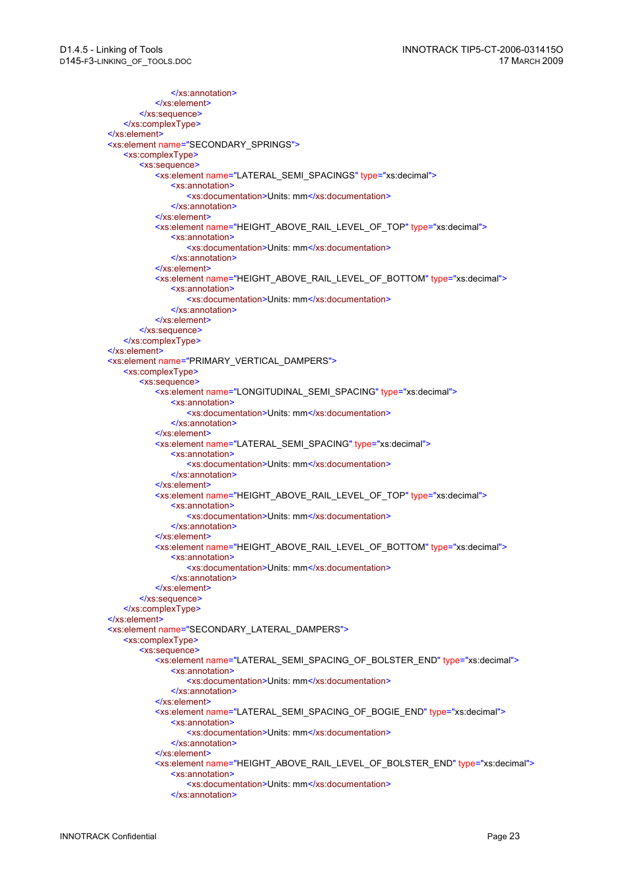```
                                </xs:annotation>
                            </xs:element>
                        </xs:sequence>
                    </xs:complexType>
                </xs:element>
                <xs:element name="SECONDARY_SPRINGS">
                    <xs:complexType>
                        <xs:sequence>
                            <xs:element name="LATERAL_SEMI_SPACINGS" type="xs:decimal">
                                <xs:annotation>
                                    <xs:documentation>Units: mm</xs:documentation>
                                </xs:annotation>
                            </xs:element>
                            <xs:element name="HEIGHT_ABOVE_RAIL_LEVEL_OF_TOP" type="xs:decimal">
                                <xs:annotation>
                                    <xs:documentation>Units: mm</xs:documentation>
                                </xs:annotation>
                            </xs:element>
                            <xs:element name="HEIGHT_ABOVE_RAIL_LEVEL_OF_BOTTOM" type="xs:decimal">
                                <xs:annotation>
                                    <xs:documentation>Units: mm</xs:documentation>
                                </xs:annotation>
                            </xs:element>
                        </xs:sequence>
                    </xs:complexType>
                </xs:element>
                <xs:element name="PRIMARY_VERTICAL_DAMPERS">
                    <xs:complexType>
                        <xs:sequence>
                            <xs:element name="LONGITUDINAL_SEMI_SPACING" type="xs:decimal">
                                <xs:annotation>
                                    <xs:documentation>Units: mm</xs:documentation>
                                </xs:annotation>
                            </xs:element>
                            <xs:element name="LATERAL_SEMI_SPACING" type="xs:decimal">
                                <xs:annotation>
                                    <xs:documentation>Units: mm</xs:documentation>
                                </xs:annotation>
                            </xs:element>
                            <xs:element name="HEIGHT_ABOVE_RAIL_LEVEL_OF_TOP" type="xs:decimal">
                                <xs:annotation>
                                    <xs:documentation>Units: mm</xs:documentation>
                                </xs:annotation>
                            </xs:element>
                            <xs:element name="HEIGHT_ABOVE_RAIL_LEVEL_OF_BOTTOM" type="xs:decimal">
                                <xs:annotation>
                                    <xs:documentation>Units: mm</xs:documentation>
                                </xs:annotation>
                            </xs:element>
                        </xs:sequence>
                    </xs:complexType>
                </xs:element>
                <xs:element name="SECONDARY_LATERAL_DAMPERS">
                    <xs:complexType>
                        <xs:sequence>
                            <xs:element name="LATERAL_SEMI_SPACING_OF_BOLSTER_END" type="xs:decimal">
                                <xs:annotation>
                                    <xs:documentation>Units: mm</xs:documentation>
                                </xs:annotation>
                            </xs:element>
                            <xs:element name="LATERAL_SEMI_SPACING_OF_BOGIE_END" type="xs:decimal">
                                <xs:annotation>
                                    <xs:documentation>Units: mm</xs:documentation>
                                </xs:annotation>
                            </xs:element>
                            <xs:element name="HEIGHT_ABOVE_RAIL_LEVEL_OF_BOLSTER_END" type="xs:decimal">
                                <xs:annotation>
                                    <xs:documentation>Units: mm</xs:documentation>
                                </xs:annotation>
```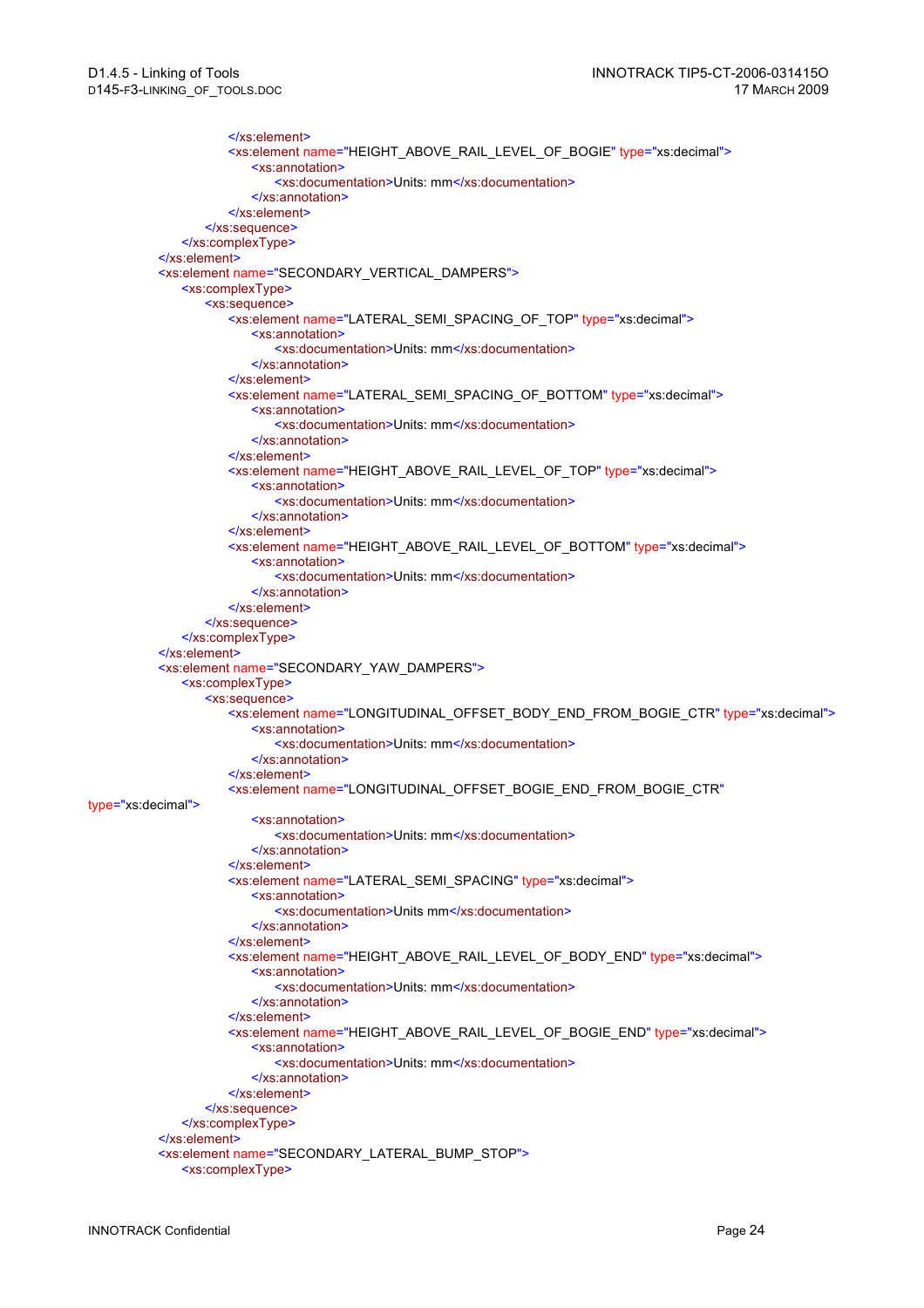```xml
                                </xs:element>
                                <xs:element name="HEIGHT_ABOVE_RAIL_LEVEL_OF_BOGIE" type="xs:decimal">
                                    <xs:annotation>
                                        <xs:documentation>Units: mm</xs:documentation>
                                    </xs:annotation>
                                </xs:element>
                            </xs:sequence>
                        </xs:complexType>
                    </xs:element>
                    <xs:element name="SECONDARY_VERTICAL_DAMPERS">
                        <xs:complexType>
                            <xs:sequence>
                                <xs:element name="LATERAL_SEMI_SPACING_OF_TOP" type="xs:decimal">
                                    <xs:annotation>
                                        <xs:documentation>Units: mm</xs:documentation>
                                    </xs:annotation>
                                </xs:element>
                                <xs:element name="LATERAL_SEMI_SPACING_OF_BOTTOM" type="xs:decimal">
                                    <xs:annotation>
                                        <xs:documentation>Units: mm</xs:documentation>
                                    </xs:annotation>
                                </xs:element>
                                <xs:element name="HEIGHT_ABOVE_RAIL_LEVEL_OF_TOP" type="xs:decimal">
                                    <xs:annotation>
                                        <xs:documentation>Units: mm</xs:documentation>
                                    </xs:annotation>
                                </xs:element>
                                <xs:element name="HEIGHT_ABOVE_RAIL_LEVEL_OF_BOTTOM" type="xs:decimal">
                                    <xs:annotation>
                                        <xs:documentation>Units: mm</xs:documentation>
                                    </xs:annotation>
                                </xs:element>
                            </xs:sequence>
                        </xs:complexType>
                    </xs:element>
                    <xs:element name="SECONDARY_YAW_DAMPERS">
                        <xs:complexType>
                            <xs:sequence>
                                <xs:element name="LONGITUDINAL_OFFSET_BODY_END_FROM_BOGIE_CTR" type="xs:decimal">
                                    <xs:annotation>
                                        <xs:documentation>Units: mm</xs:documentation>
                                    </xs:annotation>
                                </xs:element>
                                <xs:element name="LONGITUDINAL_OFFSET_BOGIE_END_FROM_BOGIE_CTR"
type="xs:decimal">
                                    <xs:annotation>
                                        <xs:documentation>Units: mm</xs:documentation>
                                    </xs:annotation>
                                </xs:element>
                                <xs:element name="LATERAL_SEMI_SPACING" type="xs:decimal">
                                    <xs:annotation>
                                        <xs:documentation>Units mm</xs:documentation>
                                    </xs:annotation>
                                </xs:element>
                                <xs:element name="HEIGHT_ABOVE_RAIL_LEVEL_OF_BODY_END" type="xs:decimal">
                                    <xs:annotation>
                                        <xs:documentation>Units: mm</xs:documentation>
                                    </xs:annotation>
                                </xs:element>
                                <xs:element name="HEIGHT_ABOVE_RAIL_LEVEL_OF_BOGIE_END" type="xs:decimal">
                                    <xs:annotation>
                                        <xs:documentation>Units: mm</xs:documentation>
                                    </xs:annotation>
                                </xs:element>
                            </xs:sequence>
                        </xs:complexType>
                    </xs:element>
                    <xs:element name="SECONDARY_LATERAL_BUMP_STOP">
                        <xs:complexType>
```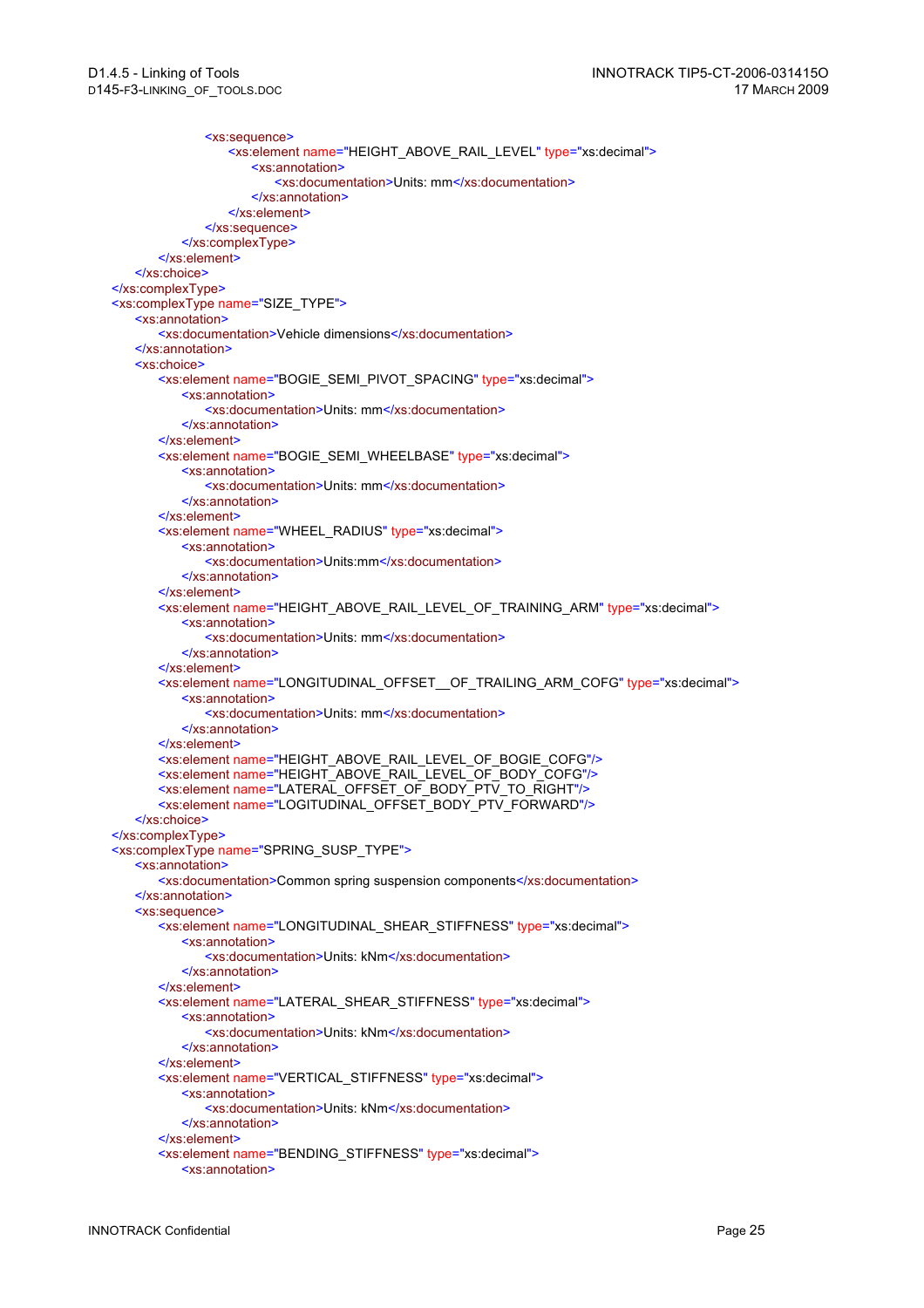```
                        <xs:sequence>
                            <xs:element name="HEIGHT_ABOVE_RAIL_LEVEL" type="xs:decimal">
                                <xs:annotation>
                                    <xs:documentation>Units: mm</xs:documentation>
                                </xs:annotation>
                            </xs:element>
                        </xs:sequence>
                    </xs:complexType>
                </xs:element>
            </xs:choice>
        </xs:complexType>
        <xs:complexType name="SIZE_TYPE">
            <xs:annotation>
                <xs:documentation>Vehicle dimensions</xs:documentation>
            </xs:annotation>
            <xs:choice>
                <xs:element name="BOGIE_SEMI_PIVOT_SPACING" type="xs:decimal">
                    <xs:annotation>
                        <xs:documentation>Units: mm</xs:documentation>
                    </xs:annotation>
                </xs:element>
                <xs:element name="BOGIE_SEMI_WHEELBASE" type="xs:decimal">
                    <xs:annotation>
                        <xs:documentation>Units: mm</xs:documentation>
                    </xs:annotation>
                </xs:element>
                <xs:element name="WHEEL_RADIUS" type="xs:decimal">
                    <xs:annotation>
                        <xs:documentation>Units:mm</xs:documentation>
                    </xs:annotation>
                </xs:element>
                <xs:element name="HEIGHT_ABOVE_RAIL_LEVEL_OF_TRAINING_ARM" type="xs:decimal">
                    <xs:annotation>
                        <xs:documentation>Units: mm</xs:documentation>
                    </xs:annotation>
                </xs:element>
                <xs:element name="LONGITUDINAL_OFFSET__OF_TRAILING_ARM_COFG" type="xs:decimal">
                    <xs:annotation>
                        <xs:documentation>Units: mm</xs:documentation>
                    </xs:annotation>
                </xs:element>
                <xs:element name="HEIGHT_ABOVE_RAIL_LEVEL_OF_BOGIE_COFG"/>
                <xs:element name="HEIGHT_ABOVE_RAIL_LEVEL_OF_BODY_COFG"/>
                <xs:element name="LATERAL_OFFSET_OF_BODY_PTV_TO_RIGHT"/>
                <xs:element name="LOGITUDINAL_OFFSET_BODY_PTV_FORWARD"/>
            </xs:choice>
        </xs:complexType>
        <xs:complexType name="SPRING_SUSP_TYPE">
            <xs:annotation>
                <xs:documentation>Common spring suspension components</xs:documentation>
            </xs:annotation>
            <xs:sequence>
                <xs:element name="LONGITUDINAL_SHEAR_STIFFNESS" type="xs:decimal">
                    <xs:annotation>
                        <xs:documentation>Units: kNm</xs:documentation>
                    </xs:annotation>
                </xs:element>
                <xs:element name="LATERAL_SHEAR_STIFFNESS" type="xs:decimal">
                    <xs:annotation>
                        <xs:documentation>Units: kNm</xs:documentation>
                    </xs:annotation>
                </xs:element>
                <xs:element name="VERTICAL_STIFFNESS" type="xs:decimal">
                    <xs:annotation>
                        <xs:documentation>Units: kNm</xs:documentation>
                    </xs:annotation>
                </xs:element>
                <xs:element name="BENDING_STIFFNESS" type="xs:decimal">
                    <xs:annotation>
```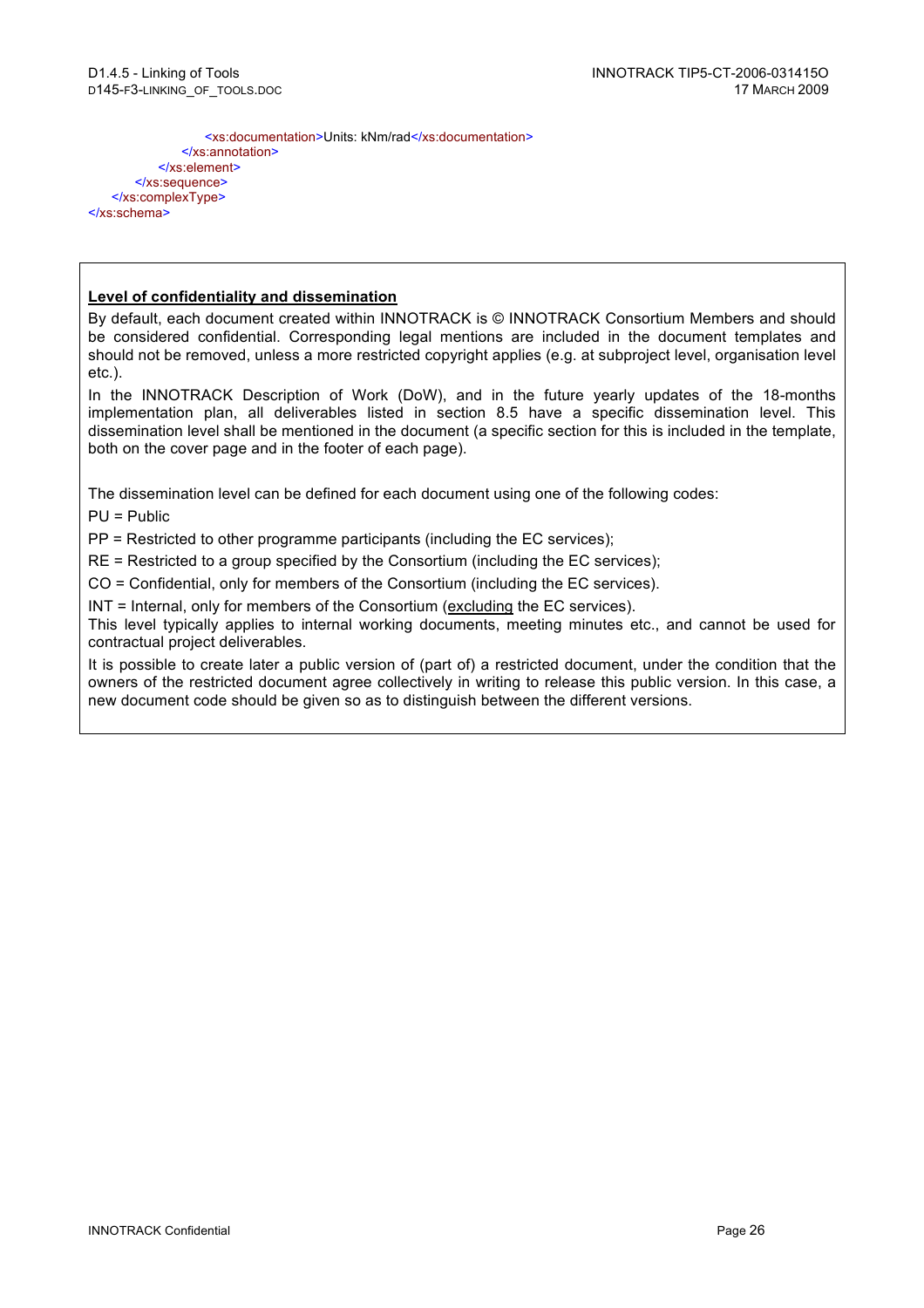```xml
                    <xs:documentation>Units: kNm/rad</xs:documentation>
                </xs:annotation>
            </xs:element>
        </xs:sequence>
    </xs:complexType>
</xs:schema>
```

**Level of confidentiality and dissemination**

By default, each document created within INNOTRACK is © INNOTRACK Consortium Members and should be considered confidential. Corresponding legal mentions are included in the document templates and should not be removed, unless a more restricted copyright applies (e.g. at subproject level, organisation level etc.).

In the INNOTRACK Description of Work (DoW), and in the future yearly updates of the 18-months implementation plan, all deliverables listed in section 8.5 have a specific dissemination level. This dissemination level shall be mentioned in the document (a specific section for this is included in the template, both on the cover page and in the footer of each page).

The dissemination level can be defined for each document using one of the following codes:

PU = Public

PP = Restricted to other programme participants (including the EC services);

RE = Restricted to a group specified by the Consortium (including the EC services);

CO = Confidential, only for members of the Consortium (including the EC services).

INT = Internal, only for members of the Consortium (excluding the EC services).
This level typically applies to internal working documents, meeting minutes etc., and cannot be used for contractual project deliverables.

It is possible to create later a public version of (part of) a restricted document, under the condition that the owners of the restricted document agree collectively in writing to release this public version. In this case, a new document code should be given so as to distinguish between the different versions.